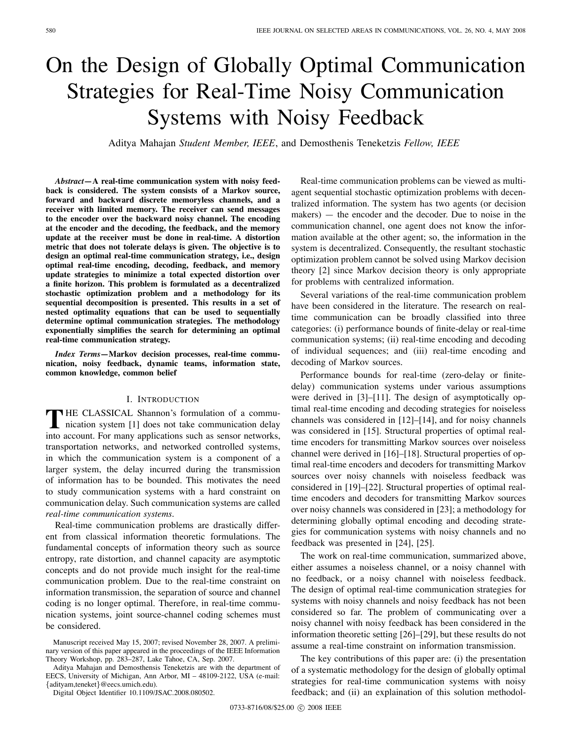# On the Design of Globally Optimal Communication Strategies for Real-Time Noisy Communication Systems with Noisy Feedback

Aditya Mahajan *Student Member, IEEE*, and Demosthenis Teneketzis *Fellow, IEEE*

***Abstract*—A real-time communication system with noisy feedback is considered. The system consists of a Markov source, forward and backward discrete memoryless channels, and a receiver with limited memory. The receiver can send messages to the encoder over the backward noisy channel. The encoding at the encoder and the decoding, the feedback, and the memory update at the receiver must be done in real-time. A distortion metric that does not tolerate delays is given. The objective is to design an optimal real-time communication strategy, i.e., design optimal real-time encoding, decoding, feedback, and memory update strategies to minimize a total expected distortion over a finite horizon. This problem is formulated as a decentralized stochastic optimization problem and a methodology for its sequential decomposition is presented. This results in a set of nested optimality equations that can be used to sequentially determine optimal communication strategies. The methodology exponentially simplifies the search for determining an optimal real-time communication strategy.**

***Index Terms*—Markov decision processes, real-time communication, noisy feedback, dynamic teams, information state, common knowledge, common belief**

## I. Introduction

The classical Shannon's formulation of a communication system [1] does not take communication delay into account. For many applications such as sensor networks, transportation networks, and networked controlled systems, in which the communication system is a component of a larger system, the delay incurred during the transmission of information has to be bounded. This motivates the need to study communication systems with a hard constraint on communication delay. Such communication systems are called *real-time communication systems*.

Real-time communication problems are drastically different from classical information theoretic formulations. The fundamental concepts of information theory such as source entropy, rate distortion, and channel capacity are asymptotic concepts and do not provide much insight for the real-time communication problem. Due to the real-time constraint on information transmission, the separation of source and channel coding is no longer optimal. Therefore, in real-time communication systems, joint source-channel coding schemes must be considered.

Manuscript received May 15, 2007; revised November 28, 2007. A preliminary version of this paper appeared in the proceedings of the IEEE Information Theory Workshop, pp. 283–287, Lake Tahoe, CA, Sep. 2007.

Aditya Mahajan and Demosthenis Teneketzis are with the department of EECS, University of Michigan, Ann Arbor, MI – 48109-2122, USA (e-mail: {adityam,teneket}@eecs.umich.edu).

Digital Object Identifier 10.1109/JSAC.2008.080502.

Real-time communication problems can be viewed as multi-agent sequential stochastic optimization problems with decentralized information. The system has two agents (or decision makers) — the encoder and the decoder. Due to noise in the communication channel, one agent does not know the information available at the other agent; so, the information in the system is decentralized. Consequently, the resultant stochastic optimization problem cannot be solved using Markov decision theory [2] since Markov decision theory is only appropriate for problems with centralized information.

Several variations of the real-time communication problem have been considered in the literature. The research on real-time communication can be broadly classified into three categories: (i) performance bounds of finite-delay or real-time communication systems; (ii) real-time encoding and decoding of individual sequences; and (iii) real-time encoding and decoding of Markov sources.

Performance bounds for real-time (zero-delay or finite-delay) communication systems under various assumptions were derived in [3]–[11]. The design of asymptotically optimal real-time encoding and decoding strategies for noiseless channels was considered in [12]–[14], and for noisy channels was considered in [15]. Structural properties of optimal real-time encoders for transmitting Markov sources over noiseless channel were derived in [16]–[18]. Structural properties of optimal real-time encoders and decoders for transmitting Markov sources over noisy channels with noiseless feedback was considered in [19]–[22]. Structural properties of optimal real-time encoders and decoders for transmitting Markov sources over noisy channels was considered in [23]; a methodology for determining globally optimal encoding and decoding strategies for communication systems with noisy channels and no feedback was presented in [24], [25].

The work on real-time communication, summarized above, either assumes a noiseless channel, or a noisy channel with no feedback, or a noisy channel with noiseless feedback. The design of optimal real-time communication strategies for systems with noisy channels and noisy feedback has not been considered so far. The problem of communicating over a noisy channel with noisy feedback has been considered in the information theoretic setting [26]–[29], but these results do not assume a real-time constraint on information transmission.

The key contributions of this paper are: (i) the presentation of a systematic methodology for the design of globally optimal strategies for real-time communication systems with noisy feedback; and (ii) an explaination of this solution methodol-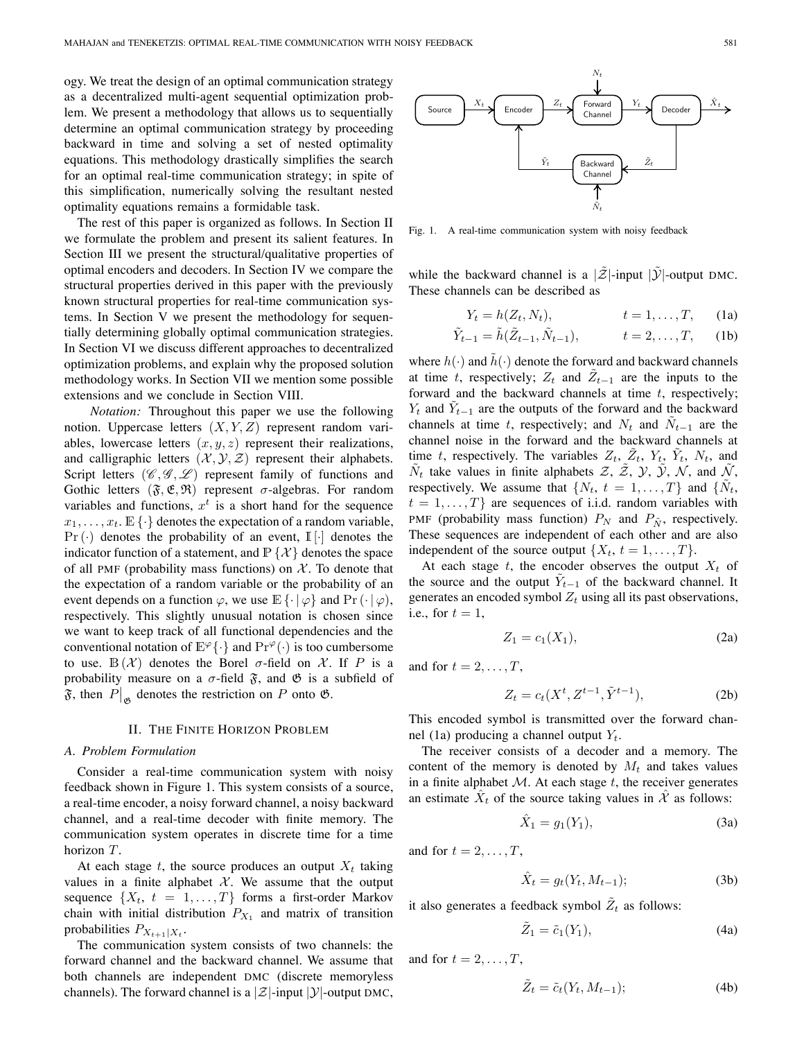ogy. We treat the design of an optimal communication strategy as a decentralized multi-agent sequential optimization problem. We present a methodology that allows us to sequentially determine an optimal communication strategy by proceeding backward in time and solving a set of nested optimality equations. This methodology drastically simplifies the search for an optimal real-time communication strategy; in spite of this simplification, numerically solving the resultant nested optimality equations remains a formidable task.

The rest of this paper is organized as follows. In Section II we formulate the problem and present its salient features. In Section III we present the structural/qualitative properties of optimal encoders and decoders. In Section IV we compare the structural properties derived in this paper with the previously known structural properties for real-time communication systems. In Section V we present the methodology for sequentially determining globally optimal communication strategies. In Section VI we discuss different approaches to decentralized optimization problems, and explain why the proposed solution methodology works. In Section VII we mention some possible extensions and we conclude in Section VIII.

*Notation:* Throughout this paper we use the following notion. Uppercase letters $(X, Y, Z)$ represent random variables, lowercase letters $(x, y, z)$ represent their realizations, and calligraphic letters $(\mathcal{X}, \mathcal{Y}, \mathcal{Z})$ represent their alphabets. Script letters $(\mathscr{C}, \mathscr{G}, \mathscr{L})$ represent family of functions and Gothic letters $(\mathfrak{F}, \mathfrak{E}, \mathfrak{R})$ represent $\sigma$-algebras. For random variables and functions, $x^t$ is a short hand for the sequence $x_1, \dots, x_t$. $\mathbb{E}\{\cdot\}$ denotes the expectation of a random variable, $\Pr(\cdot)$ denotes the probability of an event, $\mathbb{I}[\cdot]$ denotes the indicator function of a statement, and $\mathbb{P}\{\mathcal{X}\}$ denotes the space of all PMF (probability mass functions) on $\mathcal{X}$. To denote that the expectation of a random variable or the probability of an event depends on a function $\varphi$, we use $\mathbb{E}\{\cdot \mid \varphi\}$ and $\Pr(\cdot \mid \varphi)$, respectively. This slightly unusual notation is chosen since we want to keep track of all functional dependencies and the conventional notation of $\mathbb{E}^{\varphi}\{\cdot\}$ and $\Pr^{\varphi}(\cdot)$ is too cumbersome to use. $\mathbb{B}(\mathcal{X})$ denotes the Borel $\sigma$-field on $\mathcal{X}$. If $P$ is a probability measure on a $\sigma$-field $\mathfrak{F}$, and $\mathfrak{G}$ is a subfield of $\mathfrak{F}$, then $P\big|_{\mathfrak{G}}$ denotes the restriction on $P$ onto $\mathfrak{G}$.

## II. The Finite Horizon Problem

### A. Problem Formulation

Consider a real-time communication system with noisy feedback shown in Figure 1. This system consists of a source, a real-time encoder, a noisy forward channel, a noisy backward channel, and a real-time decoder with finite memory. The communication system operates in discrete time for a time horizon $T$.

At each stage $t$, the source produces an output $X_t$ taking values in a finite alphabet $\mathcal{X}$. We assume that the output sequence $\{X_t,\ t = 1, \dots, T\}$ forms a first-order Markov chain with initial distribution $P_{X_1}$ and matrix of transition probabilities $P_{X_{t+1}|X_t}$.

The communication system consists of two channels: the forward channel and the backward channel. We assume that both channels are independent DMC (discrete memoryless channels). The forward channel is a $|\mathcal{Z}|$-input $|\mathcal{Y}|$-output DMC,

Fig. 1. A real-time communication system with noisy feedback

while the backward channel is a $|\tilde{\mathcal{Z}}|$-input $|\tilde{\mathcal{Y}}|$-output DMC. These channels can be described as

$$Y_t = h(Z_t, N_t), \qquad t = 1, \dots, T, \tag{1a}$$

$$\tilde{Y}_{t-1} = \tilde{h}(\tilde{Z}_{t-1}, \tilde{N}_{t-1}), \qquad t = 2, \dots, T, \tag{1b}$$

where $h(\cdot)$ and $\tilde{h}(\cdot)$ denote the forward and backward channels at time $t$, respectively; $Z_t$ and $\tilde{Z}_{t-1}$ are the inputs to the forward and the backward channels at time $t$, respectively; $Y_t$ and $\tilde{Y}_{t-1}$ are the outputs of the forward and the backward channels at time $t$, respectively; and $N_t$ and $\tilde{N}_{t-1}$ are the channel noise in the forward and the backward channels at time $t$, respectively. The variables $Z_t$, $\tilde{Z}_t$, $Y_t$, $\tilde{Y}_t$, $N_t$, and $\tilde{N}_t$ take values in finite alphabets $\mathcal{Z}$, $\tilde{\mathcal{Z}}$, $\mathcal{Y}$, $\tilde{\mathcal{Y}}$, $\mathcal{N}$, and $\tilde{\mathcal{N}}$, respectively. We assume that $\{N_t,\ t = 1, \dots, T\}$ and $\{\tilde{N}_t,\ t = 1, \dots, T\}$ are sequences of i.i.d. random variables with PMF (probability mass function) $P_N$ and $P_{\tilde{N}}$, respectively. These sequences are independent of each other and are also independent of the source output $\{X_t,\ t = 1, \dots, T\}$.

At each stage $t$, the encoder observes the output $X_t$ of the source and the output $\tilde{Y}_{t-1}$ of the backward channel. It generates an encoded symbol $Z_t$ using all its past observations, i.e., for $t = 1$,

$$Z_1 = c_1(X_1), \tag{2a}$$

and for $t = 2, \dots, T$,

$$Z_t = c_t(X^t, Z^{t-1}, \tilde{Y}^{t-1}), \tag{2b}$$

This encoded symbol is transmitted over the forward channel (1a) producing a channel output $Y_t$.

The receiver consists of a decoder and a memory. The content of the memory is denoted by $M_t$ and takes values in a finite alphabet $\mathcal{M}$. At each stage $t$, the receiver generates an estimate $\hat{X}_t$ of the source taking values in $\hat{\mathcal{X}}$ as follows:

$$\hat{X}_1 = g_1(Y_1), \tag{3a}$$

and for $t = 2, \dots, T$,

$$\hat{X}_t = g_t(Y_t, M_{t-1}); \tag{3b}$$

it also generates a feedback symbol $\tilde{Z}_t$ as follows:

$$\tilde{Z}_1 = \tilde{c}_1(Y_1), \tag{4a}$$

and for $t = 2, \dots, T$,

$$\tilde{Z}_t = \tilde{c}_t(Y_t, M_{t-1}); \tag{4b}$$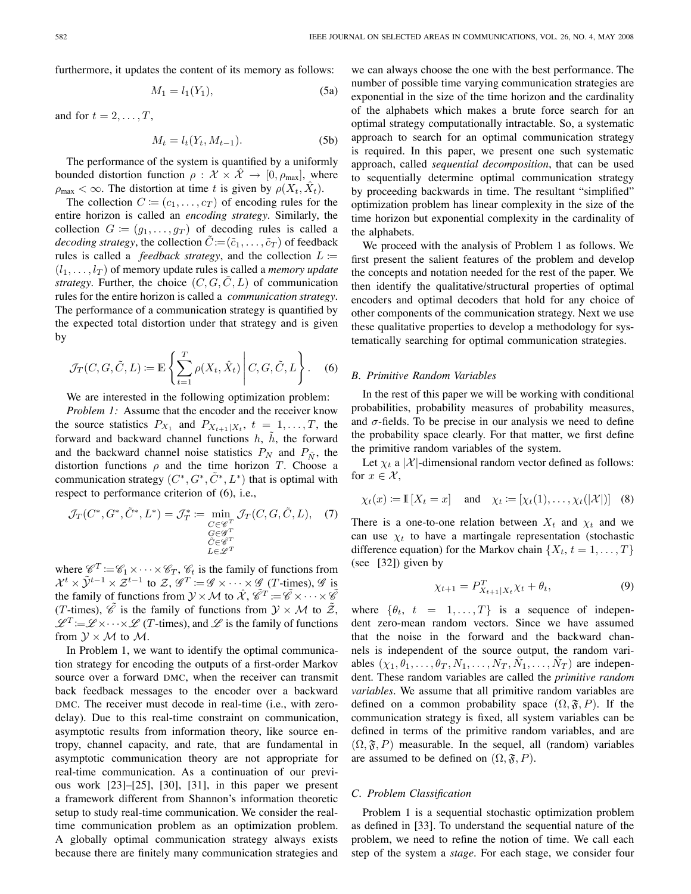furthermore, it updates the content of its memory as follows:

$$M_1 = l_1(Y_1), \tag{5a}$$

and for $t = 2, \ldots, T$,

$$M_t = l_t(Y_t, M_{t-1}). \tag{5b}$$

The performance of the system is quantified by a uniformly bounded distortion function $\rho : \mathcal{X} \times \hat{\mathcal{X}} \to [0, \rho_{\max}]$, where $\rho_{\max} < \infty$. The distortion at time $t$ is given by $\rho(X_t, \hat{X}_t)$.

The collection $C := (c_1, \ldots, c_T)$ of encoding rules for the entire horizon is called an *encoding strategy*. Similarly, the collection $G := (g_1, \ldots, g_T)$ of decoding rules is called a *decoding strategy*, the collection $\tilde{C} := (\tilde{c}_1, \ldots, \tilde{c}_T)$ of feedback rules is called a *feedback strategy*, and the collection $L := (l_1, \ldots, l_T)$ of memory update rules is called a *memory update strategy*. Further, the choice $(C, G, \tilde{C}, L)$ of communication rules for the entire horizon is called a *communication strategy*. The performance of a communication strategy is quantified by the expected total distortion under that strategy and is given by

$$\mathcal{J}_T(C, G, \tilde{C}, L) := \mathbb{E}\left\{ \sum_{t=1}^{T} \rho(X_t, \hat{X}_t) \,\middle|\, C, G, \tilde{C}, L \right\}. \tag{6}$$

We are interested in the following optimization problem:

*Problem 1:* Assume that the encoder and the receiver know the source statistics $P_{X_1}$ and $P_{X_{t+1}|X_t}$, $t = 1, \ldots, T$, the forward and backward channel functions $h$, $\tilde{h}$, the forward and the backward channel noise statistics $P_N$ and $P_{\tilde{N}}$, the distortion functions $\rho$ and the time horizon $T$. Choose a communication strategy $(C^*, G^*, \tilde{C}^*, L^*)$ that is optimal with respect to performance criterion of (6), i.e.,

$$\mathcal{J}_T(C^*, G^*, \tilde{C}^*, L^*) = \mathcal{J}_T^* := \min_{\substack{C \in \mathscr{C}^T \\ G \in \mathscr{G}^T \\ \tilde{C} \in \tilde{\mathscr{C}}^T \\ L \in \mathscr{L}^T}} \mathcal{J}_T(C, G, \tilde{C}, L), \tag{7}$$

where $\mathscr{C}^T := \mathscr{C}_1 \times \cdots \times \mathscr{C}_T$, $\mathscr{C}_t$ is the family of functions from $\mathcal{X}^t \times \tilde{\mathcal{Y}}^{t-1} \times \mathcal{Z}^{t-1}$ to $\mathcal{Z}$, $\mathscr{G}^T := \mathscr{G} \times \cdots \times \mathscr{G}$ ($T$-times), $\mathscr{G}$ is the family of functions from $\mathcal{Y} \times \mathcal{M}$ to $\hat{\mathcal{X}}$, $\tilde{\mathscr{C}}^T := \tilde{\mathscr{C}} \times \cdots \times \tilde{\mathscr{C}}$ ($T$-times), $\tilde{\mathscr{C}}$ is the family of functions from $\mathcal{Y} \times \mathcal{M}$ to $\tilde{\mathcal{Z}}$, $\mathscr{L}^T := \mathscr{L} \times \cdots \times \mathscr{L}$ ($T$-times), and $\mathscr{L}$ is the family of functions from $\mathcal{Y} \times \mathcal{M}$ to $\mathcal{M}$.

In Problem 1, we want to identify the optimal communication strategy for encoding the outputs of a first-order Markov source over a forward DMC, when the receiver can transmit back feedback messages to the encoder over a backward DMC. The receiver must decode in real-time (i.e., with zero-delay). Due to this real-time constraint on communication, asymptotic results from information theory, like source entropy, channel capacity, and rate, that are fundamental in asymptotic communication theory are not appropriate for real-time communication. As a continuation of our previous work [23]–[25], [30], [31], in this paper we present a framework different from Shannon's information theoretic setup to study real-time communication. We consider the real-time communication problem as an optimization problem. A globally optimal communication strategy always exists because there are finitely many communication strategies and we can always choose the one with the best performance. The number of possible time varying communication strategies are exponential in the size of the time horizon and the cardinality of the alphabets which makes a brute force search for an optimal strategy computationally intractable. So, a systematic approach to search for an optimal communication strategy is required. In this paper, we present one such systematic approach, called *sequential decomposition*, that can be used to sequentially determine optimal communication strategy by proceeding backwards in time. The resultant "simplified" optimization problem has linear complexity in the size of the time horizon but exponential complexity in the cardinality of the alphabets.

We proceed with the analysis of Problem 1 as follows. We first present the salient features of the problem and develop the concepts and notation needed for the rest of the paper. We then identify the qualitative/structural properties of optimal encoders and optimal decoders that hold for any choice of other components of the communication strategy. Next we use these qualitative properties to develop a methodology for systematically searching for optimal communication strategies.

### B. Primitive Random Variables

In the rest of this paper we will be working with conditional probabilities, probability measures of probability measures, and $\sigma$-fields. To be precise in our analysis we need to define the probability space clearly. For that matter, we first define the primitive random variables of the system.

Let $\chi_t$ a $|\mathcal{X}|$-dimensional random vector defined as follows: for $x \in \mathcal{X}$,

$$\chi_t(x) := \mathbb{I}\left[X_t = x\right] \quad \text{and} \quad \chi_t := \left[\chi_t(1), \ldots, \chi_t(|\mathcal{X}|)\right] \tag{8}$$

There is a one-to-one relation between $X_t$ and $\chi_t$ and we can use $\chi_t$ to have a martingale representation (stochastic difference equation) for the Markov chain $\{X_t, t = 1, \ldots, T\}$ (see [32]) given by

$$\chi_{t+1} = P^T_{X_{t+1}|X_t} \chi_t + \theta_t, \tag{9}$$

where $\{\theta_t, \; t = 1, \ldots, T\}$ is a sequence of independent zero-mean random vectors. Since we have assumed that the noise in the forward and the backward channels is independent of the source output, the random variables $(\chi_1, \theta_1, \ldots, \theta_T, N_1, \ldots, N_T, \tilde{N}_1, \ldots, \tilde{N}_T)$ are independent. These random variables are called the *primitive random variables*. We assume that all primitive random variables are defined on a common probability space $(\Omega, \mathfrak{F}, P)$. If the communication strategy is fixed, all system variables can be defined in terms of the primitive random variables, and are $(\Omega, \mathfrak{F}, P)$ measurable. In the sequel, all (random) variables are assumed to be defined on $(\Omega, \mathfrak{F}, P)$.

### C. Problem Classification

Problem 1 is a sequential stochastic optimization problem as defined in [33]. To understand the sequential nature of the problem, we need to refine the notion of time. We call each step of the system a *stage*. For each stage, we consider four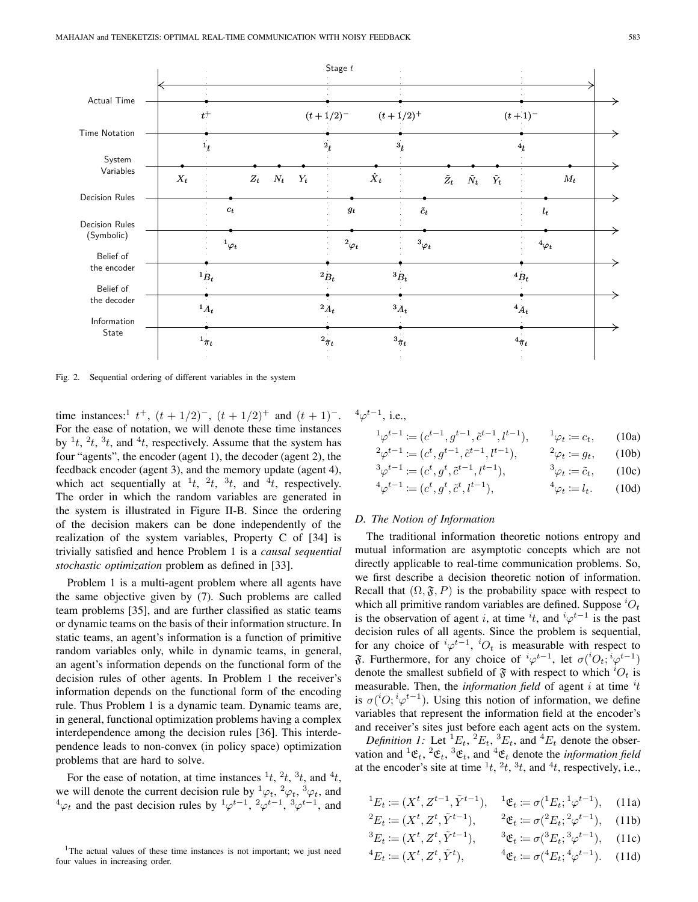Fig. 2. Sequential ordering of different variables in the system

time instances:[1] $t^+$, $(t+1/2)^-$, $(t+1/2)^+$ and $(t+1)^-$. For the ease of notation, we will denote these time instances by ${}^1t$, ${}^2t$, ${}^3t$, and ${}^4t$, respectively. Assume that the system has four "agents", the encoder (agent 1), the decoder (agent 2), the feedback encoder (agent 3), and the memory update (agent 4), which act sequentially at ${}^1t$, ${}^2t$, ${}^3t$, and ${}^4t$, respectively. The order in which the random variables are generated in the system is illustrated in Figure II-B. Since the ordering of the decision makers can be done independently of the realization of the system variables, Property C of [34] is trivially satisfied and hence Problem 1 is a *causal sequential stochastic optimization* problem as defined in [33].

Problem 1 is a multi-agent problem where all agents have the same objective given by (7). Such problems are called team problems [35], and are further classified as static teams or dynamic teams on the basis of their information structure. In static teams, an agent's information is a function of primitive random variables only, while in dynamic teams, in general, an agent's information depends on the functional form of the decision rules of other agents. In Problem 1 the receiver's information depends on the functional form of the encoding rule. Thus Problem 1 is a dynamic team. Dynamic teams are, in general, functional optimization problems having a complex interdependence among the decision rules [36]. This interdependence leads to non-convex (in policy space) optimization problems that are hard to solve.

For the ease of notation, at time instances ${}^1t$, ${}^2t$, ${}^3t$, and ${}^4t$, we will denote the current decision rule by ${}^1\varphi_t$, ${}^2\varphi_t$, ${}^3\varphi_t$, and ${}^4\varphi_t$ and the past decision rules by ${}^1\varphi^{t-1}$, ${}^2\varphi^{t-1}$, ${}^3\varphi^{t-1}$, and ${}^4\varphi^{t-1}$, i.e.,

$$
\begin{aligned}
{}^1\varphi^{t-1} &:= (c^{t-1}, g^{t-1}, \tilde{c}^{t-1}, l^{t-1}), & {}^1\varphi_t &:= c_t, && (10a)\\
{}^2\varphi^{t-1} &:= (c^{t}, g^{t-1}, \tilde{c}^{t-1}, l^{t-1}), & {}^2\varphi_t &:= g_t, && (10b)\\
{}^3\varphi^{t-1} &:= (c^{t}, g^{t}, \tilde{c}^{t-1}, l^{t-1}), & {}^3\varphi_t &:= \tilde{c}_t, && (10c)\\
{}^4\varphi^{t-1} &:= (c^{t}, g^{t}, \tilde{c}^{t}, l^{t-1}), & {}^4\varphi_t &:= l_t. && (10d)
\end{aligned}
$$

### D. The Notion of Information

The traditional information theoretic notions entropy and mutual information are asymptotic concepts which are not directly applicable to real-time communication problems. So, we first describe a decision theoretic notion of information. Recall that $(\Omega, \mathfrak{F}, P)$ is the probability space with respect to which all primitive random variables are defined. Suppose ${}^iO_t$ is the observation of agent $i$, at time ${}^it$, and ${}^i\varphi^{t-1}$ is the past decision rules of all agents. Since the problem is sequential, for any choice of ${}^i\varphi^{t-1}$, ${}^iO_t$ is measurable with respect to $\mathfrak{F}$. Furthermore, for any choice of ${}^i\varphi^{t-1}$, let $\sigma({}^iO_t; {}^i\varphi^{t-1})$ denote the smallest subfield of $\mathfrak{F}$ with respect to which ${}^iO_t$ is measurable. Then, the *information field* of agent $i$ at time ${}^it$ is $\sigma({}^iO; {}^i\varphi^{t-1})$. Using this notion of information, we define variables that represent the information field at the encoder's and receiver's sites just before each agent acts on the system.

*Definition 1:* Let ${}^1E_t$, ${}^2E_t$, ${}^3E_t$, and ${}^4E_t$ denote the observation and ${}^1\mathfrak{E}_t$, ${}^2\mathfrak{E}_t$, ${}^3\mathfrak{E}_t$, and ${}^4\mathfrak{E}_t$ denote the *information field* at the encoder's site at time ${}^1t$, ${}^2t$, ${}^3t$, and ${}^4t$, respectively, i.e.,

$$
\begin{aligned}
{}^1E_t &:= (X^t, Z^{t-1}, \tilde{Y}^{t-1}), & {}^1\mathfrak{E}_t &:= \sigma({}^1E_t; {}^1\varphi^{t-1}), && (11a)\\
{}^2E_t &:= (X^t, Z^{t}, \tilde{Y}^{t-1}), & {}^2\mathfrak{E}_t &:= \sigma({}^2E_t; {}^2\varphi^{t-1}), && (11b)\\
{}^3E_t &:= (X^t, Z^{t}, \tilde{Y}^{t-1}), & {}^3\mathfrak{E}_t &:= \sigma({}^3E_t; {}^3\varphi^{t-1}), && (11c)\\
{}^4E_t &:= (X^t, Z^{t}, \tilde{Y}^{t}), & {}^4\mathfrak{E}_t &:= \sigma({}^4E_t; {}^4\varphi^{t-1}). && (11d)
\end{aligned}
$$

[1] The actual values of these time instances is not important; we just need four values in increasing order.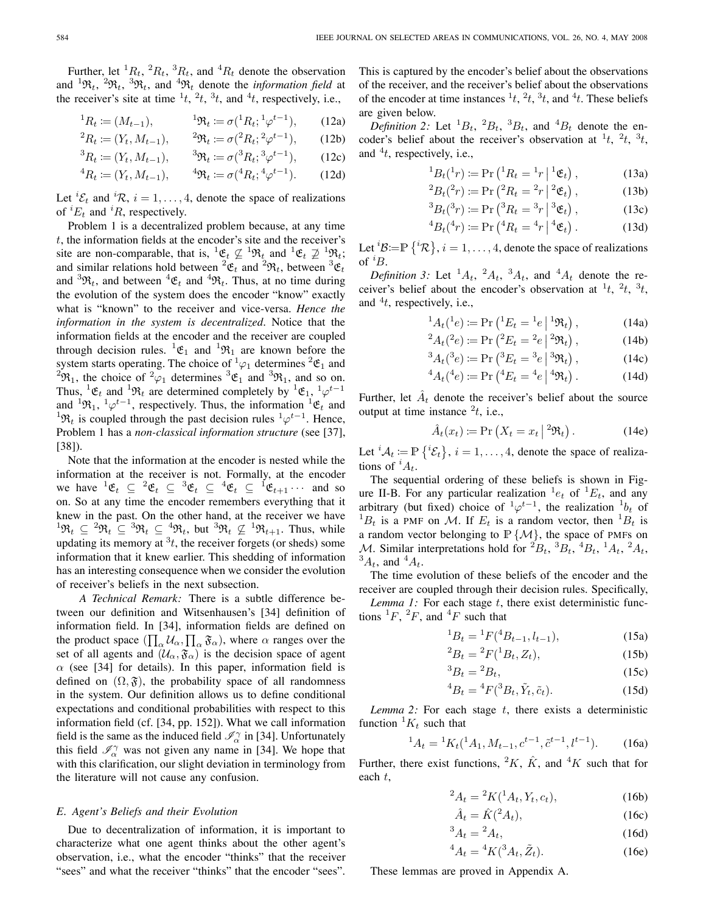Further, let ${}^1R_t$, ${}^2R_t$, ${}^3R_t$, and ${}^4R_t$ denote the observation and ${}^1\mathfrak{R}_t$, ${}^2\mathfrak{R}_t$, ${}^3\mathfrak{R}_t$, and ${}^4\mathfrak{R}_t$ denote the *information field* at the receiver's site at time ${}^1t$, ${}^2t$, ${}^3t$, and ${}^4t$, respectively, i.e.,

$$ {}^1R_t := (M_{t-1}), \qquad {}^1\mathfrak{R}_t := \sigma({}^1R_t; {}^1\varphi^{t-1}), \tag{12a} $$

$$ {}^2R_t := (Y_t, M_{t-1}), \qquad {}^2\mathfrak{R}_t := \sigma({}^2R_t; {}^2\varphi^{t-1}), \tag{12b} $$

$$ {}^3R_t := (Y_t, M_{t-1}), \qquad {}^3\mathfrak{R}_t := \sigma({}^3R_t; {}^3\varphi^{t-1}), \tag{12c} $$

$$ {}^4R_t := (Y_t, M_{t-1}), \qquad {}^4\mathfrak{R}_t := \sigma({}^4R_t; {}^4\varphi^{t-1}). \tag{12d} $$

Let ${}^i\mathcal{E}_t$ and ${}^i\mathcal{R}$, $i = 1, \dots, 4$, denote the space of realizations of ${}^iE_t$ and ${}^iR$, respectively.

Problem 1 is a decentralized problem because, at any time $t$, the information fields at the encoder's site and the receiver's site are non-comparable, that is, ${}^1\mathfrak{E}_t \not\subseteq {}^1\mathfrak{R}_t$ and ${}^1\mathfrak{E}_t \not\supseteq {}^1\mathfrak{R}_t$; and similar relations hold between ${}^2\mathfrak{E}_t$ and ${}^2\mathfrak{R}_t$, between ${}^3\mathfrak{E}_t$ and ${}^3\mathfrak{R}_t$, and between ${}^4\mathfrak{E}_t$ and ${}^4\mathfrak{R}_t$. Thus, at no time during the evolution of the system does the encoder "know" exactly what is "known" to the receiver and vice-versa. *Hence the information in the system is decentralized*. Notice that the information fields at the encoder and the receiver are coupled through decision rules. ${}^1\mathfrak{E}_1$ and ${}^1\mathfrak{R}_1$ are known before the system starts operating. The choice of ${}^1\varphi_1$ determines ${}^2\mathfrak{E}_1$ and ${}^2\mathfrak{R}_1$, the choice of ${}^2\varphi_1$ determines ${}^3\mathfrak{E}_1$ and ${}^3\mathfrak{R}_1$, and so on. Thus, ${}^1\mathfrak{E}_t$ and ${}^1\mathfrak{R}_t$ are determined completely by ${}^1\mathfrak{E}_1$, ${}^1\varphi^{t-1}$ and ${}^1\mathfrak{R}_1$, ${}^1\varphi^{t-1}$, respectively. Thus, the information ${}^1\mathfrak{E}_t$ and ${}^1\mathfrak{R}_t$ is coupled through the past decision rules ${}^1\varphi^{t-1}$. Hence, Problem 1 has a *non-classical information structure* (see [37], [38]).

Note that the information at the encoder is nested while the information at the receiver is not. Formally, at the encoder we have ${}^1\mathfrak{E}_t \subseteq {}^2\mathfrak{E}_t \subseteq {}^3\mathfrak{E}_t \subseteq {}^4\mathfrak{E}_t \subseteq {}^1\mathfrak{E}_{t+1} \cdots$ and so on. So at any time the encoder remembers everything that it knew in the past. On the other hand, at the receiver we have ${}^1\mathfrak{R}_t \subseteq {}^2\mathfrak{R}_t \subseteq {}^3\mathfrak{R}_t \subseteq {}^4\mathfrak{R}_t$, but ${}^3\mathfrak{R}_t \not\subseteq {}^1\mathfrak{R}_{t+1}$. Thus, while updating its memory at ${}^3t$, the receiver forgets (or sheds) some information that it knew earlier. This shedding of information has an interesting consequence when we consider the evolution of receiver's beliefs in the next subsection.

*A Technical Remark:* There is a subtle difference between our definition and Witsenhausen's [34] definition of information field. In [34], information fields are defined on the product space $(\prod_\alpha \mathcal{U}_\alpha, \prod_\alpha \mathfrak{F}_\alpha)$, where $\alpha$ ranges over the set of all agents and $(\mathcal{U}_\alpha, \mathfrak{F}_\alpha)$ is the decision space of agent $\alpha$ (see [34] for details). In this paper, information field is defined on $(\Omega, \mathfrak{F})$, the probability space of all randomness in the system. Our definition allows us to define conditional expectations and conditional probabilities with respect to this information field (cf. [34, pp. 152]). What we call information field is the same as the induced field $\mathscr{I}_\alpha^\gamma$ in [34]. Unfortunately this field $\mathscr{I}_\alpha^\gamma$ was not given any name in [34]. We hope that with this clarification, our slight deviation in terminology from the literature will not cause any confusion.

### E. Agent's Beliefs and their Evolution

Due to decentralization of information, it is important to characterize what one agent thinks about the other agent's observation, i.e., what the encoder "thinks" that the receiver "sees" and what the receiver "thinks" that the encoder "sees". This is captured by the encoder's belief about the observations of the receiver, and the receiver's belief about the observations of the encoder at time instances ${}^1t$, ${}^2t$, ${}^3t$, and ${}^4t$. These beliefs are given below.

*Definition 2:* Let ${}^1B_t$, ${}^2B_t$, ${}^3B_t$, and ${}^4B_t$ denote the encoder's belief about the receiver's observation at ${}^1t$, ${}^2t$, ${}^3t$, and ${}^4t$, respectively, i.e.,

$$ {}^1B_t({}^1r) := \Pr\left({}^1R_t = {}^1r \,\middle|\, {}^1\mathfrak{E}_t\right), \tag{13a} $$

$$ {}^2B_t({}^2r) := \Pr\left({}^2R_t = {}^2r \,\middle|\, {}^2\mathfrak{E}_t\right), \tag{13b} $$

$$ {}^3B_t({}^3r) := \Pr\left({}^3R_t = {}^3r \,\middle|\, {}^3\mathfrak{E}_t\right), \tag{13c} $$

$$ {}^4B_t({}^4r) := \Pr\left({}^4R_t = {}^4r \,\middle|\, {}^4\mathfrak{E}_t\right). \tag{13d} $$

Let ${}^i\mathcal{B} := \mathbb{P}\left\{{}^i\mathcal{R}\right\}$, $i = 1, \dots, 4$, denote the space of realizations of ${}^iB$.

*Definition 3:* Let ${}^1A_t$, ${}^2A_t$, ${}^3A_t$, and ${}^4A_t$ denote the receiver's belief about the encoder's observation at ${}^1t$, ${}^2t$, ${}^3t$, and ${}^4t$, respectively, i.e.,

$$ {}^1A_t({}^1e) := \Pr\left({}^1E_t = {}^1e \,\middle|\, {}^1\mathfrak{R}_t\right), \tag{14a} $$

$$ {}^2A_t({}^2e) := \Pr\left({}^2E_t = {}^2e \,\middle|\, {}^2\mathfrak{R}_t\right), \tag{14b} $$

$$ {}^3A_t({}^3e) := \Pr\left({}^3E_t = {}^3e \,\middle|\, {}^3\mathfrak{R}_t\right), \tag{14c} $$

$$ {}^4A_t({}^4e) := \Pr\left({}^4E_t = {}^4e \,\middle|\, {}^4\mathfrak{R}_t\right). \tag{14d} $$

Further, let $\hat{A}_t$ denote the receiver's belief about the source output at time instance ${}^2t$, i.e.,

$$ \hat{A}_t(x_t) := \Pr\left(X_t = x_t \,\middle|\, {}^2\mathfrak{R}_t\right). \tag{14e} $$

Let ${}^i\mathcal{A}_t := \mathbb{P}\left\{{}^i\mathcal{E}_t\right\}$, $i = 1, \dots, 4$, denote the space of realizations of ${}^iA_t$.

The sequential ordering of these beliefs is shown in Figure II-B. For any particular realization ${}^1e_t$ of ${}^1E_t$, and any arbitrary (but fixed) choice of ${}^1\varphi^{t-1}$, the realization ${}^1b_t$ of ${}^1B_t$ is a PMF on $\mathcal{M}$. If $E_t$ is a random vector, then ${}^1B_t$ is a random vector belonging to $\mathbb{P}\left\{\mathcal{M}\right\}$, the space of PMFs on $\mathcal{M}$. Similar interpretations hold for ${}^2B_t$, ${}^3B_t$, ${}^4B_t$, ${}^1A_t$, ${}^2A_t$, ${}^3A_t$, and ${}^4A_t$.

The time evolution of these beliefs of the encoder and the receiver are coupled through their decision rules. Specifically,

*Lemma 1:* For each stage $t$, there exist deterministic functions ${}^1F$, ${}^2F$, and ${}^4F$ such that

$$ {}^1B_t = {}^1F({}^4B_{t-1}, l_{t-1}), \tag{15a} $$

$$ {}^2B_t = {}^2F({}^1B_t, Z_t), \tag{15b} $$

$$ {}^3B_t = {}^2B_t, \tag{15c} $$

$$ {}^4B_t = {}^4F({}^3B_t, \tilde{Y}_t, \tilde{c}_t). \tag{15d} $$

*Lemma 2:* For each stage $t$, there exists a deterministic function ${}^1K_t$ such that

$$ {}^1A_t = {}^1K_t({}^1A_1, M_{t-1}, c^{t-1}, \tilde{c}^{t-1}, l^{t-1}). \tag{16a} $$

Further, there exist functions, ${}^2K$, $\hat{K}$, and ${}^4K$ such that for each $t$,

$$ {}^2A_t = {}^2K({}^1A_t, Y_t, c_t), \tag{16b} $$

$$ \hat{A}_t = \hat{K}({}^2A_t), \tag{16c} $$

$$ {}^3A_t = {}^2A_t, \tag{16d} $$

$$ {}^4A_t = {}^4K({}^3A_t, \tilde{Z}_t). \tag{16e} $$

These lemmas are proved in Appendix A.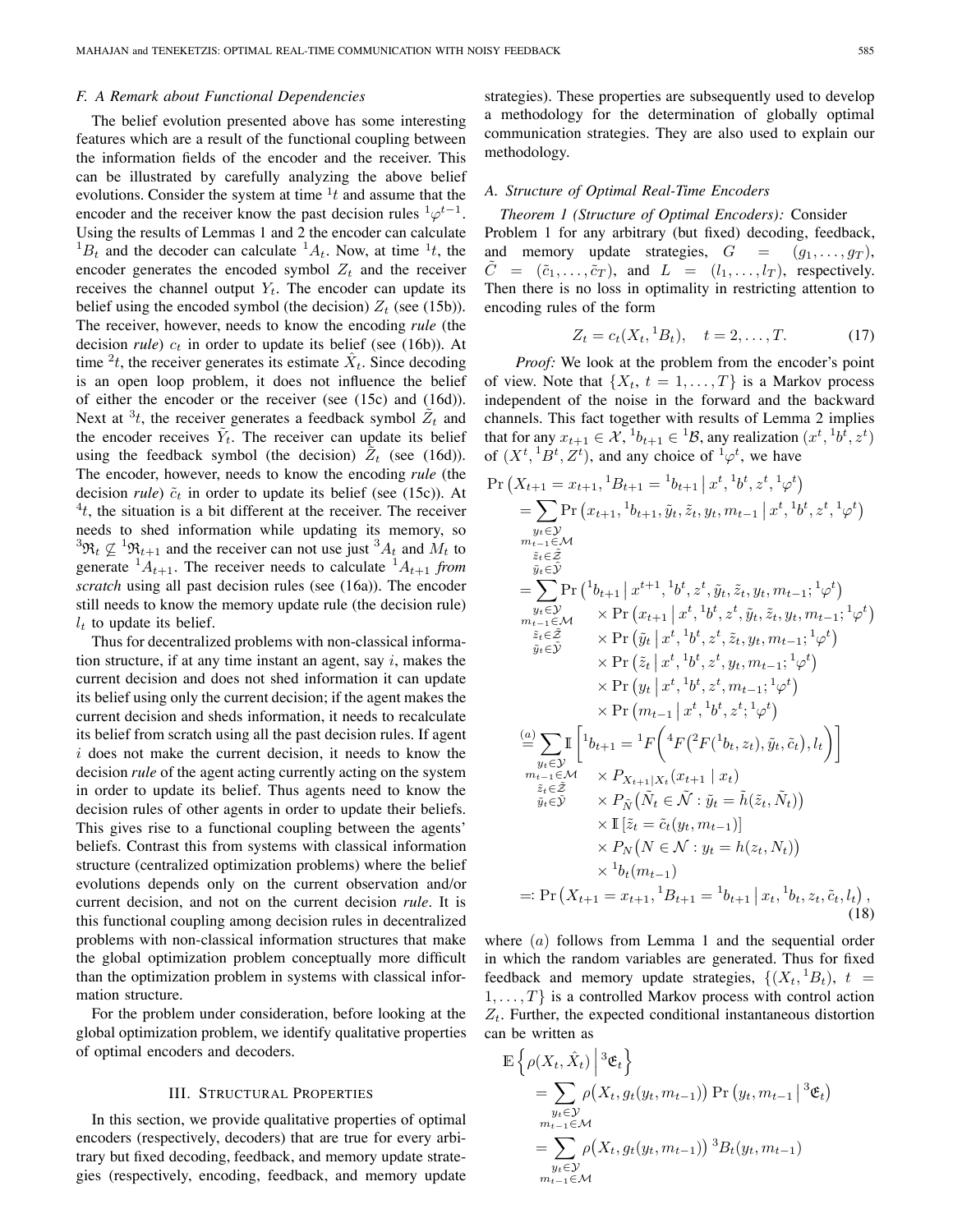### F. A Remark about Functional Dependencies

The belief evolution presented above has some interesting features which are a result of the functional coupling between the information fields of the encoder and the receiver. This can be illustrated by carefully analyzing the above belief evolutions. Consider the system at time ${}^1t$ and assume that the encoder and the receiver know the past decision rules ${}^1\varphi^{t-1}$. Using the results of Lemmas 1 and 2 the encoder can calculate ${}^1B_t$ and the decoder can calculate ${}^1A_t$. Now, at time ${}^1t$, the encoder generates the encoded symbol $Z_t$ and the receiver receives the channel output $Y_t$. The encoder can update its belief using the encoded symbol (the decision) $Z_t$ (see (15b)). The receiver, however, needs to know the encoding *rule* (the decision *rule*) $c_t$ in order to update its belief (see (16b)). At time ${}^2t$, the receiver generates its estimate $\hat{X}_t$. Since decoding is an open loop problem, it does not influence the belief of either the encoder or the receiver (see (15c) and (16d)). Next at ${}^3t$, the receiver generates a feedback symbol $\tilde{Z}_t$ and the encoder receives $\tilde{Y}_t$. The receiver can update its belief using the feedback symbol (the decision) $\tilde{Z}_t$ (see (16d)). The encoder, however, needs to know the encoding *rule* (the decision *rule*) $\tilde{c}_t$ in order to update its belief (see (15c)). At ${}^4t$, the situation is a bit different at the receiver. The receiver needs to shed information while updating its memory, so ${}^3\mathfrak{R}_t \not\subseteq {}^1\mathfrak{R}_{t+1}$ and the receiver can not use just ${}^3A_t$ and $M_t$ to generate ${}^1A_{t+1}$. The receiver needs to calculate ${}^1A_{t+1}$ *from scratch* using all past decision rules (see (16a)). The encoder still needs to know the memory update rule (the decision rule) $l_t$ to update its belief.

Thus for decentralized problems with non-classical information structure, if at any time instant an agent, say $i$, makes the current decision and does not shed information it can update its belief using only the current decision; if the agent makes the current decision and sheds information, it needs to recalculate its belief from scratch using all the past decision rules. If agent $i$ does not make the current decision, it needs to know the decision *rule* of the agent acting currently acting on the system in order to update its belief. Thus agents need to know the decision rules of other agents in order to update their beliefs. This gives rise to a functional coupling between the agents' beliefs. Contrast this from systems with classical information structure (centralized optimization problems) where the belief evolutions depends only on the current observation and/or current decision, and not on the current decision *rule*. It is this functional coupling among decision rules in decentralized problems with non-classical information structures that make the global optimization problem conceptually more difficult than the optimization problem in systems with classical information structure.

For the problem under consideration, before looking at the global optimization problem, we identify qualitative properties of optimal encoders and decoders.

## III. Structural Properties

In this section, we provide qualitative properties of optimal encoders (respectively, decoders) that are true for every arbitrary but fixed decoding, feedback, and memory update strategies (respectively, encoding, feedback, and memory update strategies). These properties are subsequently used to develop a methodology for the determination of globally optimal communication strategies. They are also used to explain our methodology.

### A. Structure of Optimal Real-Time Encoders

*Theorem 1 (Structure of Optimal Encoders):* Consider Problem 1 for any arbitrary (but fixed) decoding, feedback, and memory update strategies, $G = (g_1, \dots, g_T)$, $\tilde{C} = (\tilde{c}_1, \dots, \tilde{c}_T)$, and $L = (l_1, \dots, l_T)$, respectively. Then there is no loss in optimality in restricting attention to encoding rules of the form

$$Z_t = c_t(X_t, {}^1B_t), \quad t = 2, \dots, T. \tag{17}$$

*Proof:* We look at the problem from the encoder's point of view. Note that $\{X_t, t = 1, \dots, T\}$ is a Markov process independent of the noise in the forward and the backward channels. This fact together with results of Lemma 2 implies that for any $x_{t+1} \in \mathcal{X}$, ${}^1b_{t+1} \in {}^1\mathcal{B}$, any realization $(x^t, {}^1b^t, z^t)$ of $(X^t, {}^1B^t, Z^t)$, and any choice of ${}^1\varphi^t$, we have

$$\begin{aligned}
&\Pr\left(X_{t+1} = x_{t+1}, {}^1B_{t+1} = {}^1b_{t+1} \,\middle|\, x^t, {}^1b^t, z^t, {}^1\varphi^t\right) \\
&= \sum_{\substack{y_t \in \mathcal{Y} \\ m_{t-1} \in \mathcal{M} \\ \tilde{z}_t \in \tilde{\mathcal{Z}} \\ \tilde{y}_t \in \tilde{\mathcal{Y}}}} \Pr\left(x_{t+1}, {}^1b_{t+1}, \tilde{y}_t, \tilde{z}_t, y_t, m_{t-1} \,\middle|\, x^t, {}^1b^t, z^t, {}^1\varphi^t\right) \\
&= \sum_{\substack{y_t \in \mathcal{Y} \\ m_{t-1} \in \mathcal{M} \\ \tilde{z}_t \in \tilde{\mathcal{Z}} \\ \tilde{y}_t \in \tilde{\mathcal{Y}}}} \Pr\left({}^1b_{t+1} \,\middle|\, x^{t+1}, {}^1b^t, z^t, \tilde{y}_t, \tilde{z}_t, y_t, m_{t-1}; {}^1\varphi^t\right) \\
&\qquad \times \Pr\left(x_{t+1} \,\middle|\, x^t, {}^1b^t, z^t, \tilde{y}_t, \tilde{z}_t, y_t, m_{t-1}; {}^1\varphi^t\right) \\
&\qquad \times \Pr\left(\tilde{y}_t \,\middle|\, x^t, {}^1b^t, z^t, \tilde{z}_t, y_t, m_{t-1}; {}^1\varphi^t\right) \\
&\qquad \times \Pr\left(\tilde{z}_t \,\middle|\, x^t, {}^1b^t, z^t, y_t, m_{t-1}; {}^1\varphi^t\right) \\
&\qquad \times \Pr\left(y_t \,\middle|\, x^t, {}^1b^t, z^t, m_{t-1}; {}^1\varphi^t\right) \\
&\qquad \times \Pr\left(m_{t-1} \,\middle|\, x^t, {}^1b^t, z^t; {}^1\varphi^t\right) \\
&\overset{(a)}{=} \sum_{\substack{y_t \in \mathcal{Y} \\ m_{t-1} \in \mathcal{M} \\ \tilde{z}_t \in \tilde{\mathcal{Z}} \\ \tilde{y}_t \in \tilde{\mathcal{Y}}}} \mathbb{I}\left[{}^1b_{t+1} = {}^1F\left({}^4F\left({}^2F({}^1b_t, z_t), \tilde{y}_t, \tilde{c}_t\right), l_t\right)\right] \\
&\qquad \times P_{X_{t+1}|X_t}(x_{t+1} \mid x_t) \\
&\qquad \times P_{\tilde{N}}\left(\tilde{N}_t \in \tilde{\mathcal{N}} : \tilde{y}_t = \tilde{h}(\tilde{z}_t, \tilde{N}_t)\right) \\
&\qquad \times \mathbb{I}\left[\tilde{z}_t = \tilde{c}_t(y_t, m_{t-1})\right] \\
&\qquad \times P_N\left(N \in \mathcal{N} : y_t = h(z_t, N_t)\right) \\
&\qquad \times {}^1b_t(m_{t-1}) \\
&=: \Pr\left(X_{t+1} = x_{t+1}, {}^1B_{t+1} = {}^1b_{t+1} \,\middle|\, x_t, {}^1b_t, z_t, \tilde{c}_t, l_t\right),
\end{aligned} \tag{18}$$

where $(a)$ follows from Lemma 1 and the sequential order in which the random variables are generated. Thus for fixed feedback and memory update strategies, $\{(X_t, {}^1B_t), t = 1, \dots, T\}$ is a controlled Markov process with control action $Z_t$. Further, the expected conditional instantaneous distortion can be written as

$$\begin{aligned}
&\mathbb{E}\left\{\rho(X_t, \hat{X}_t) \,\middle|\, {}^3\mathfrak{E}_t\right\} \\
&\quad = \sum_{\substack{y_t \in \mathcal{Y} \\ m_{t-1} \in \mathcal{M}}} \rho\left(X_t, g_t(y_t, m_{t-1})\right) \Pr\left(y_t, m_{t-1} \,\middle|\, {}^3\mathfrak{E}_t\right) \\
&\quad = \sum_{\substack{y_t \in \mathcal{Y} \\ m_{t-1} \in \mathcal{M}}} \rho\left(X_t, g_t(y_t, m_{t-1})\right) {}^3B_t(y_t, m_{t-1})
\end{aligned}$$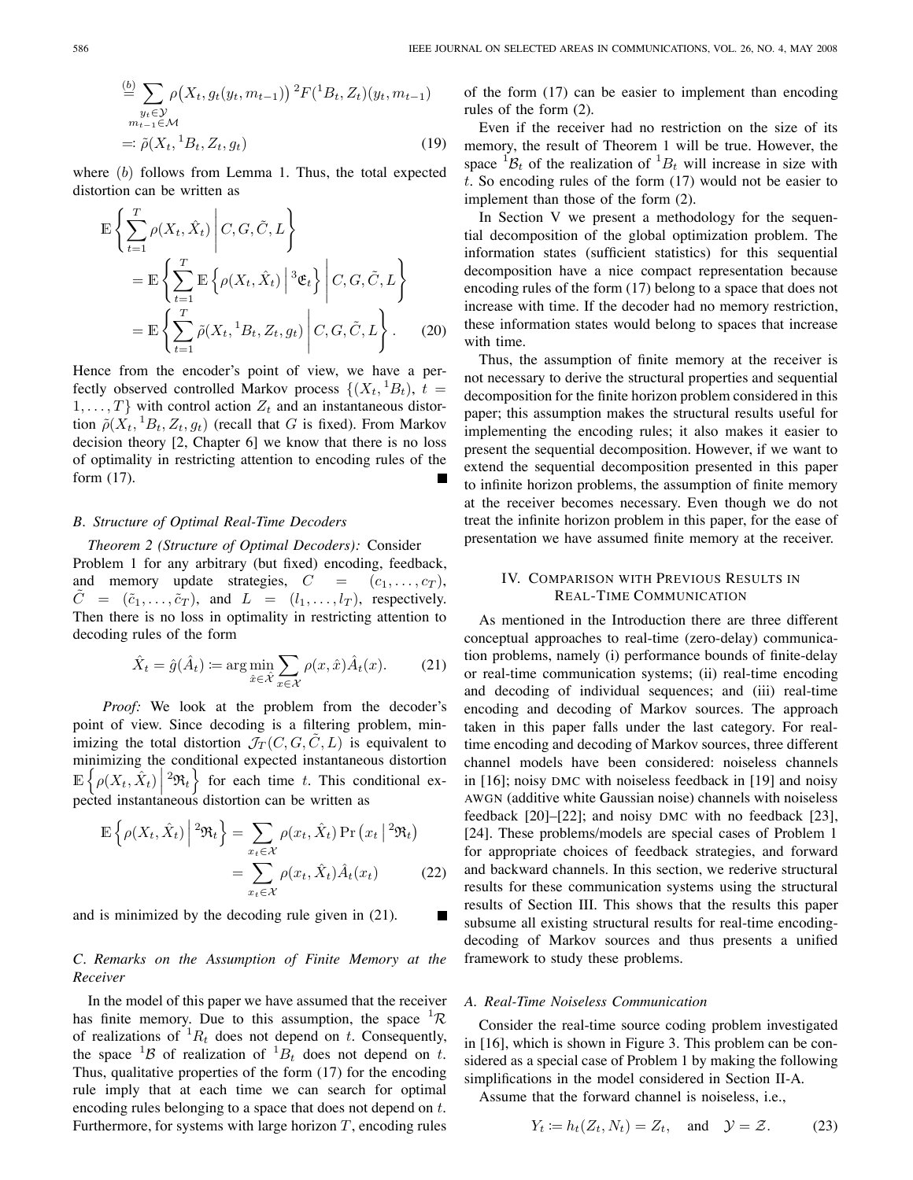$$\overset{(b)}{=} \sum_{\substack{y_t \in \mathcal{Y} \\ m_{t-1} \in \mathcal{M}}} \rho\big(X_t, g_t(y_t, m_{t-1})\big)\, {}^2F({}^1B_t, Z_t)(y_t, m_{t-1})$$

$$=: \tilde{\rho}(X_t, {}^1B_t, Z_t, g_t) \tag{19}$$

where $(b)$ follows from Lemma 1. Thus, the total expected distortion can be written as

$$\begin{aligned}
\mathbb{E}&\left\{ \sum_{t=1}^{T} \rho(X_t, \hat{X}_t) \,\middle|\, C, G, \tilde{C}, L \right\} \\
&= \mathbb{E}\left\{ \sum_{t=1}^{T} \mathbb{E}\left\{ \rho(X_t, \hat{X}_t) \,\middle|\, {}^3\mathfrak{E}_t \right\} \,\middle|\, C, G, \tilde{C}, L \right\} \\
&= \mathbb{E}\left\{ \sum_{t=1}^{T} \tilde{\rho}(X_t, {}^1B_t, Z_t, g_t) \,\middle|\, C, G, \tilde{C}, L \right\}. \qquad (20)
\end{aligned}$$

Hence from the encoder's point of view, we have a perfectly observed controlled Markov process $\{(X_t, {}^1B_t),\ t = 1, \dots, T\}$ with control action $Z_t$ and an instantaneous distortion $\tilde{\rho}(X_t, {}^1B_t, Z_t, g_t)$ (recall that $G$ is fixed). From Markov decision theory [2, Chapter 6] we know that there is no loss of optimality in restricting attention to encoding rules of the form (17). ∎

### B. Structure of Optimal Real-Time Decoders

*Theorem 2 (Structure of Optimal Decoders):* Consider Problem 1 for any arbitrary (but fixed) encoding, feedback, and memory update strategies, $C = (c_1, \dots, c_T)$, $\tilde{C} = (\tilde{c}_1, \dots, \tilde{c}_T)$, and $L = (l_1, \dots, l_T)$, respectively. Then there is no loss in optimality in restricting attention to decoding rules of the form

$$\hat{X}_t = \hat{g}(\hat{A}_t) := \arg\min_{\hat{x} \in \hat{\mathcal{X}}} \sum_{x \in \mathcal{X}} \rho(x, \hat{x}) \hat{A}_t(x). \tag{21}$$

*Proof:* We look at the problem from the decoder's point of view. Since decoding is a filtering problem, minimizing the total distortion $\mathcal{J}_T(C, G, \tilde{C}, L)$ is equivalent to minimizing the conditional expected instantaneous distortion $\mathbb{E}\left\{ \rho(X_t, \hat{X}_t) \,\middle|\, {}^2\mathfrak{R}_t \right\}$ for each time $t$. This conditional expected instantaneous distortion can be written as

$$\begin{aligned}
\mathbb{E}\left\{ \rho(X_t, \hat{X}_t) \,\middle|\, {}^2\mathfrak{R}_t \right\} &= \sum_{x_t \in \mathcal{X}} \rho(x_t, \hat{X}_t) \Pr\left(x_t \,\middle|\, {}^2\mathfrak{R}_t\right) \\
&= \sum_{x_t \in \mathcal{X}} \rho(x_t, \hat{X}_t) \hat{A}_t(x_t) \qquad (22)
\end{aligned}$$

and is minimized by the decoding rule given in (21). ∎

### C. Remarks on the Assumption of Finite Memory at the Receiver

In the model of this paper we have assumed that the receiver has finite memory. Due to this assumption, the space ${}^1\mathcal{R}$ of realizations of ${}^1R_t$ does not depend on $t$. Consequently, the space ${}^1\mathcal{B}$ of realization of ${}^1B_t$ does not depend on $t$. Thus, qualitative properties of the form (17) for the encoding rule imply that at each time we can search for optimal encoding rules belonging to a space that does not depend on $t$. Furthermore, for systems with large horizon $T$, encoding rules of the form (17) can be easier to implement than encoding rules of the form (2).

Even if the receiver had no restriction on the size of its memory, the result of Theorem 1 will be true. However, the space ${}^1\mathcal{B}_t$ of the realization of ${}^1B_t$ will increase in size with $t$. So encoding rules of the form (17) would not be easier to implement than those of the form (2).

In Section V we present a methodology for the sequential decomposition of the global optimization problem. The information states (sufficient statistics) for this sequential decomposition have a nice compact representation because encoding rules of the form (17) belong to a space that does not increase with time. If the decoder had no memory restriction, these information states would belong to spaces that increase with time.

Thus, the assumption of finite memory at the receiver is not necessary to derive the structural properties and sequential decomposition for the finite horizon problem considered in this paper; this assumption makes the structural results useful for implementing the encoding rules; it also makes it easier to present the sequential decomposition. However, if we want to extend the sequential decomposition presented in this paper to infinite horizon problems, the assumption of finite memory at the receiver becomes necessary. Even though we do not treat the infinite horizon problem in this paper, for the ease of presentation we have assumed finite memory at the receiver.

## IV. Comparison with Previous Results in Real-Time Communication

As mentioned in the Introduction there are three different conceptual approaches to real-time (zero-delay) communication problems, namely (i) performance bounds of finite-delay or real-time communication systems; (ii) real-time encoding and decoding of individual sequences; and (iii) real-time encoding and decoding of Markov sources. The approach taken in this paper falls under the last category. For real-time encoding and decoding of Markov sources, three different channel models have been considered: noiseless channels in [16]; noisy DMC with noiseless feedback in [19] and noisy AWGN (additive white Gaussian noise) channels with noiseless feedback [20]–[22]; and noisy DMC with no feedback [23], [24]. These problems/models are special cases of Problem 1 for appropriate choices of feedback strategies, and forward and backward channels. In this section, we rederive structural results for these communication systems using the structural results of Section III. This shows that the results this paper subsume all existing structural results for real-time encoding-decoding of Markov sources and thus presents a unified framework to study these problems.

### A. Real-Time Noiseless Communication

Consider the real-time source coding problem investigated in [16], which is shown in Figure 3. This problem can be considered as a special case of Problem 1 by making the following simplifications in the model considered in Section II-A.

Assume that the forward channel is noiseless, i.e.,

$$Y_t := h_t(Z_t, N_t) = Z_t, \quad \text{and} \quad \mathcal{Y} = \mathcal{Z}. \tag{23}$$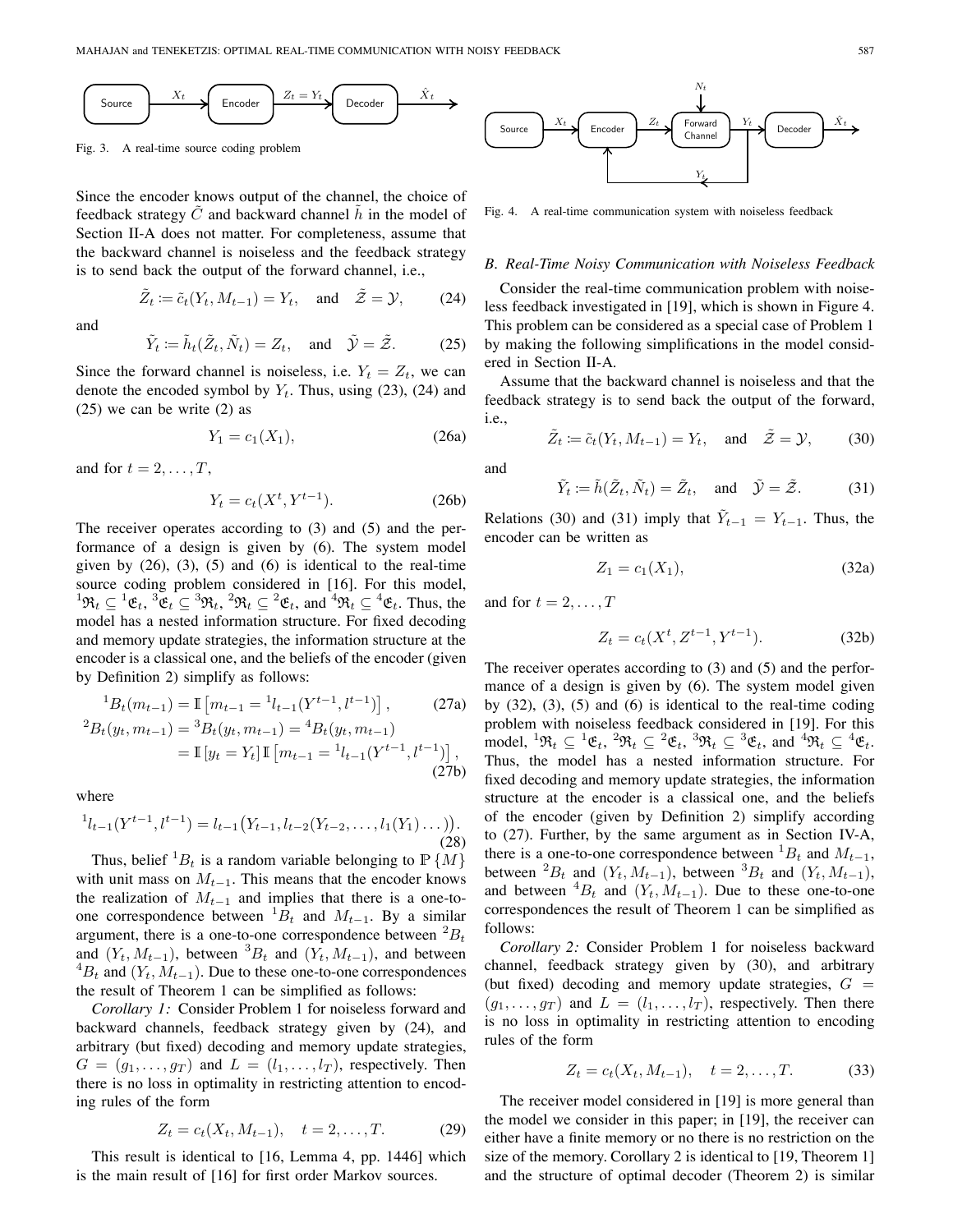Fig. 3. A real-time source coding problem

Since the encoder knows output of the channel, the choice of feedback strategy $\tilde{C}$ and backward channel $\tilde{h}$ in the model of Section II-A does not matter. For completeness, assume that the backward channel is noiseless and the feedback strategy is to send back the output of the forward channel, i.e.,

$$\tilde{Z}_t \coloneqq \tilde{c}_t(Y_t, M_{t-1}) = Y_t, \quad \text{and} \quad \tilde{\mathcal{Z}} = \mathcal{Y}, \tag{24}$$

and

$$\tilde{Y}_t \coloneqq \tilde{h}_t(\tilde{Z}_t, \tilde{N}_t) = Z_t, \quad \text{and} \quad \tilde{\mathcal{Y}} = \tilde{\mathcal{Z}}. \tag{25}$$

Since the forward channel is noiseless, i.e. $Y_t = Z_t$, we can denote the encoded symbol by $Y_t$. Thus, using (23), (24) and (25) we can be write (2) as

$$Y_1 = c_1(X_1), \tag{26a}$$

and for $t = 2, \ldots, T$,

$$Y_t = c_t(X^t, Y^{t-1}). \tag{26b}$$

The receiver operates according to (3) and (5) and the performance of a design is given by (6). The system model given by (26), (3), (5) and (6) is identical to the real-time source coding problem considered in [16]. For this model, ${}^1\mathfrak{R}_t \subseteq {}^1\mathfrak{E}_t$, ${}^3\mathfrak{E}_t \subseteq {}^3\mathfrak{R}_t$, ${}^2\mathfrak{R}_t \subseteq {}^2\mathfrak{E}_t$, and ${}^4\mathfrak{R}_t \subseteq {}^4\mathfrak{E}_t$. Thus, the model has a nested information structure. For fixed decoding and memory update strategies, the information structure at the encoder is a classical one, and the beliefs of the encoder (given by Definition 2) simplify as follows:

$$ {}^1B_t(m_{t-1}) = \mathbb{I}\left[m_{t-1} = {}^1l_{t-1}(Y^{t-1}, l^{t-1})\right], \tag{27a}$$

$$\begin{aligned} {}^2B_t(y_t, m_{t-1}) &= {}^3B_t(y_t, m_{t-1}) = {}^4B_t(y_t, m_{t-1}) \\ &= \mathbb{I}\left[y_t = Y_t\right]\mathbb{I}\left[m_{t-1} = {}^1l_{t-1}(Y^{t-1}, l^{t-1})\right], \end{aligned} \tag{27b}$$

where

$${}^1l_{t-1}(Y^{t-1}, l^{t-1}) = l_{t-1}\big(Y_{t-1}, l_{t-2}(Y_{t-2}, \ldots, l_1(Y_1)\ldots)\big). \tag{28}$$

Thus, belief ${}^1B_t$ is a random variable belonging to $\mathbb{P}\{M\}$ with unit mass on $M_{t-1}$. This means that the encoder knows the realization of $M_{t-1}$ and implies that there is a one-to-one correspondence between ${}^1B_t$ and $M_{t-1}$. By a similar argument, there is a one-to-one correspondence between ${}^2B_t$ and $(Y_t, M_{t-1})$, between ${}^3B_t$ and $(Y_t, M_{t-1})$, and between ${}^4B_t$ and $(Y_t, M_{t-1})$. Due to these one-to-one correspondences the result of Theorem 1 can be simplified as follows:

*Corollary 1:* Consider Problem 1 for noiseless forward and backward channels, feedback strategy given by (24), and arbitrary (but fixed) decoding and memory update strategies, $G = (g_1, \ldots, g_T)$ and $L = (l_1, \ldots, l_T)$, respectively. Then there is no loss in optimality in restricting attention to encoding rules of the form

$$Z_t = c_t(X_t, M_{t-1}), \quad t = 2, \ldots, T. \tag{29}$$

This result is identical to [16, Lemma 4, pp. 1446] which is the main result of [16] for first order Markov sources.

Fig. 4. A real-time communication system with noiseless feedback

### B. Real-Time Noisy Communication with Noiseless Feedback

Consider the real-time communication problem with noiseless feedback investigated in [19], which is shown in Figure 4. This problem can be considered as a special case of Problem 1 by making the following simplifications in the model considered in Section II-A.

Assume that the backward channel is noiseless and that the feedback strategy is to send back the output of the forward, i.e.,

$$\tilde{Z}_t \coloneqq \tilde{c}_t(Y_t, M_{t-1}) = Y_t, \quad \text{and} \quad \tilde{\mathcal{Z}} = \mathcal{Y}, \tag{30}$$

and

$$\tilde{Y}_t \coloneqq \tilde{h}(\tilde{Z}_t, \tilde{N}_t) = \tilde{Z}_t, \quad \text{and} \quad \tilde{\mathcal{Y}} = \tilde{\mathcal{Z}}. \tag{31}$$

Relations (30) and (31) imply that $\tilde{Y}_{t-1} = Y_{t-1}$. Thus, the encoder can be written as

$$Z_1 = c_1(X_1), \tag{32a}$$

and for $t = 2, \ldots, T$

$$Z_t = c_t(X^t, Z^{t-1}, Y^{t-1}). \tag{32b}$$

The receiver operates according to (3) and (5) and the performance of a design is given by (6). The system model given by (32), (3), (5) and (6) is identical to the real-time coding problem with noiseless feedback considered in [19]. For this model, ${}^1\mathfrak{R}_t \subseteq {}^1\mathfrak{E}_t$, ${}^2\mathfrak{R}_t \subseteq {}^2\mathfrak{E}_t$, ${}^3\mathfrak{R}_t \subseteq {}^3\mathfrak{E}_t$, and ${}^4\mathfrak{R}_t \subseteq {}^4\mathfrak{E}_t$. Thus, the model has a nested information structure. For fixed decoding and memory update strategies, the information structure at the encoder is a classical one, and the beliefs of the encoder (given by Definition 2) simplify according to (27). Further, by the same argument as in Section IV-A, there is a one-to-one correspondence between ${}^1B_t$ and $M_{t-1}$, between ${}^2B_t$ and $(Y_t, M_{t-1})$, between ${}^3B_t$ and $(Y_t, M_{t-1})$, and between ${}^4B_t$ and $(Y_t, M_{t-1})$. Due to these one-to-one correspondences the result of Theorem 1 can be simplified as follows:

*Corollary 2:* Consider Problem 1 for noiseless backward channel, feedback strategy given by (30), and arbitrary (but fixed) decoding and memory update strategies, $G = (g_1, \ldots, g_T)$ and $L = (l_1, \ldots, l_T)$, respectively. Then there is no loss in optimality in restricting attention to encoding rules of the form

$$Z_t = c_t(X_t, M_{t-1}), \quad t = 2, \ldots, T. \tag{33}$$

The receiver model considered in [19] is more general than the model we consider in this paper; in [19], the receiver can either have a finite memory or no there is no restriction on the size of the memory. Corollary 2 is identical to [19, Theorem 1] and the structure of optimal decoder (Theorem 2) is similar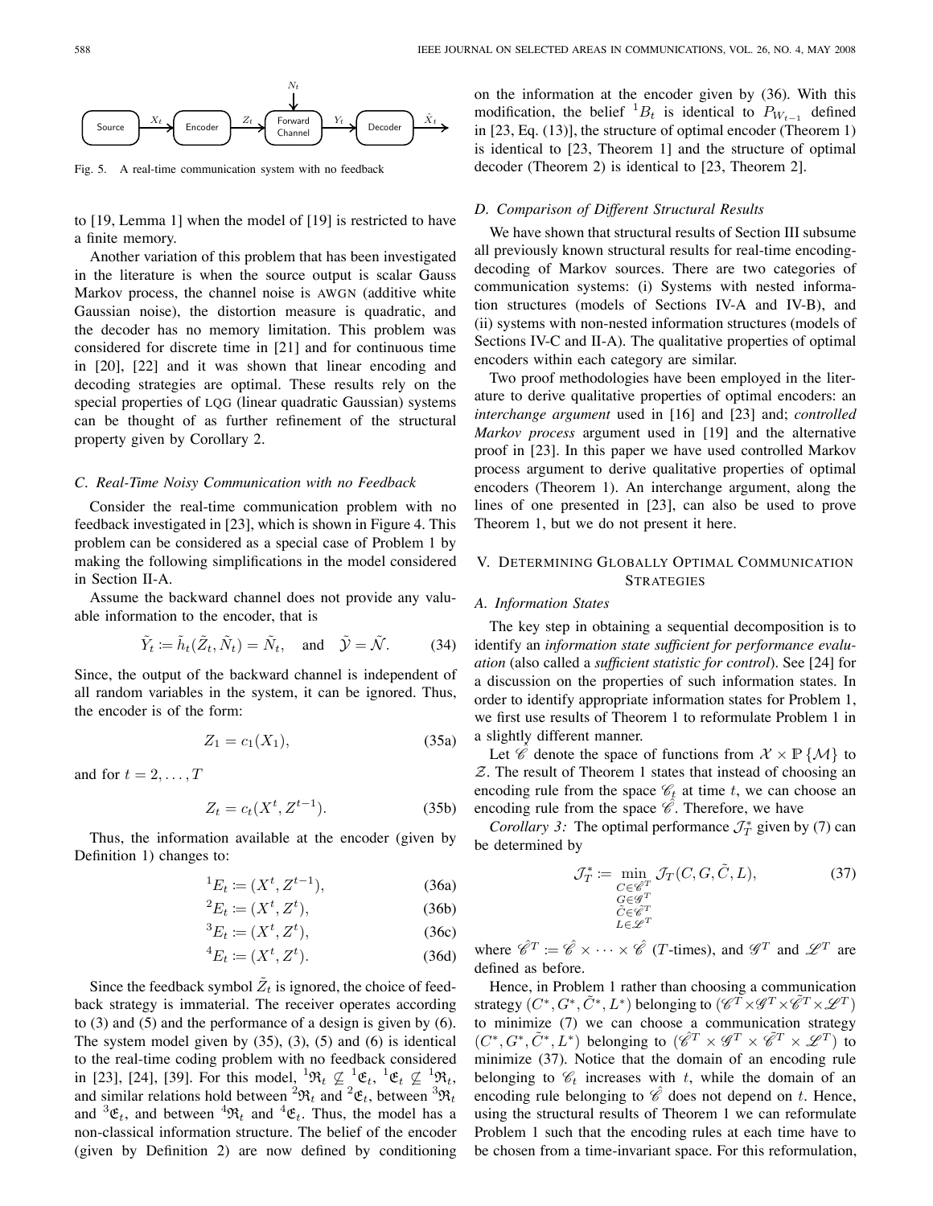Source → $X_t$ → Encoder → $Z_t$ → Forward Channel (with $N_t$) → $Y_t$ → Decoder → $\hat{X}_t$

Fig. 5. A real-time communication system with no feedback

to [19, Lemma 1] when the model of [19] is restricted to have a finite memory.

Another variation of this problem that has been investigated in the literature is when the source output is scalar Gauss Markov process, the channel noise is AWGN (additive white Gaussian noise), the distortion measure is quadratic, and the decoder has no memory limitation. This problem was considered for discrete time in [21] and for continuous time in [20], [22] and it was shown that linear encoding and decoding strategies are optimal. These results rely on the special properties of LQG (linear quadratic Gaussian) systems can be thought of as further refinement of the structural property given by Corollary 2.

### C. Real-Time Noisy Communication with no Feedback

Consider the real-time communication problem with no feedback investigated in [23], which is shown in Figure 4. This problem can be considered as a special case of Problem 1 by making the following simplifications in the model considered in Section II-A.

Assume the backward channel does not provide any valuable information to the encoder, that is

$$\tilde{Y}_t := \tilde{h}_t(\tilde{Z}_t, \tilde{N}_t) = \tilde{N}_t, \quad \text{and} \quad \tilde{\mathscr{Y}} = \tilde{\mathscr{N}}. \tag{34}$$

Since, the output of the backward channel is independent of all random variables in the system, it can be ignored. Thus, the encoder is of the form:

$$Z_1 = c_1(X_1), \tag{35a}$$

and for $t = 2, \dots, T$

$$Z_t = c_t(X^t, Z^{t-1}). \tag{35b}$$

Thus, the information available at the encoder (given by Definition 1) changes to:

$$^1E_t := (X^t, Z^{t-1}), \tag{36a}$$

$$^2E_t := (X^t, Z^t), \tag{36b}$$

$$^3E_t := (X^t, Z^t), \tag{36c}$$

$$^4E_t := (X^t, Z^t). \tag{36d}$$

Since the feedback symbol $\tilde{Z}_t$ is ignored, the choice of feedback strategy is immaterial. The receiver operates according to (3) and (5) and the performance of a design is given by (6). The system model given by (35), (3), (5) and (6) is identical to the real-time coding problem with no feedback considered in [23], [24], [39]. For this model, ${}^1\mathfrak{R}_t \not\subseteq {}^1\mathfrak{E}_t$, ${}^1\mathfrak{E}_t \not\subseteq {}^1\mathfrak{R}_t$, and similar relations hold between ${}^2\mathfrak{R}_t$ and ${}^2\mathfrak{E}_t$, between ${}^3\mathfrak{R}_t$ and ${}^3\mathfrak{E}_t$, and between ${}^4\mathfrak{R}_t$ and ${}^4\mathfrak{E}_t$. Thus, the model has a non-classical information structure. The belief of the encoder (given by Definition 2) are now defined by conditioning on the information at the encoder given by (36). With this modification, the belief ${}^1B_t$ is identical to $P_{W_{t-1}}$ defined in [23, Eq. (13)], the structure of optimal encoder (Theorem 1) is identical to [23, Theorem 1] and the structure of optimal decoder (Theorem 2) is identical to [23, Theorem 2].

### D. Comparison of Different Structural Results

We have shown that structural results of Section III subsume all previously known structural results for real-time encoding-decoding of Markov sources. There are two categories of communication systems: (i) Systems with nested information structures (models of Sections IV-A and IV-B), and (ii) systems with non-nested information structures (models of Sections IV-C and II-A). The qualitative properties of optimal encoders within each category are similar.

Two proof methodologies have been employed in the literature to derive qualitative properties of optimal encoders: an *interchange argument* used in [16] and [23] and; *controlled Markov process* argument used in [19] and the alternative proof in [23]. In this paper we have used controlled Markov process argument to derive qualitative properties of optimal encoders (Theorem 1). An interchange argument, along the lines of one presented in [23], can also be used to prove Theorem 1, but we do not present it here.

## V. Determining Globally Optimal Communication Strategies

### A. Information States

The key step in obtaining a sequential decomposition is to identify an *information state sufficient for performance evaluation* (also called a *sufficient statistic for control*). See [24] for a discussion on the properties of such information states. In order to identify appropriate information states for Problem 1, we first use results of Theorem 1 to reformulate Problem 1 in a slightly different manner.

Let $\hat{\mathscr{C}}$ denote the space of functions from $\mathcal{X} \times \mathbb{P}\{\mathcal{M}\}$ to $\mathcal{Z}$. The result of Theorem 1 states that instead of choosing an encoding rule from the space $\mathscr{C}_t$ at time $t$, we can choose an encoding rule from the space $\hat{\mathscr{C}}$. Therefore, we have

*Corollary 3:* The optimal performance $\mathcal{J}_T^*$ given by (7) can be determined by

$$\mathcal{J}_T^* := \min_{\substack{C \in \hat{\mathscr{C}}^T \\ G \in \mathscr{G}^T \\ \tilde{C} \in \tilde{\mathscr{C}}^T \\ L \in \mathscr{L}^T}} \mathcal{J}_T(C, G, \tilde{C}, L), \tag{37}$$

where $\hat{\mathscr{C}}^T := \hat{\mathscr{C}} \times \cdots \times \hat{\mathscr{C}}$ ($T$-times), and $\mathscr{G}^T$ and $\mathscr{L}^T$ are defined as before.

Hence, in Problem 1 rather than choosing a communication strategy $(C^*, G^*, \tilde{C}^*, L^*)$ belonging to $(\mathscr{C}^T \times \mathscr{G}^T \times \tilde{\mathscr{C}}^T \times \mathscr{L}^T)$ to minimize (7) we can choose a communication strategy $(C^*, G^*, \tilde{C}^*, L^*)$ belonging to $(\hat{\mathscr{C}}^T \times \mathscr{G}^T \times \tilde{\mathscr{C}}^T \times \mathscr{L}^T)$ to minimize (37). Notice that the domain of an encoding rule belonging to $\mathscr{C}_t$ increases with $t$, while the domain of an encoding rule belonging to $\hat{\mathscr{C}}$ does not depend on $t$. Hence, using the structural results of Theorem 1 we can reformulate Problem 1 such that the encoding rules at each time have to be chosen from a time-invariant space. For this reformulation,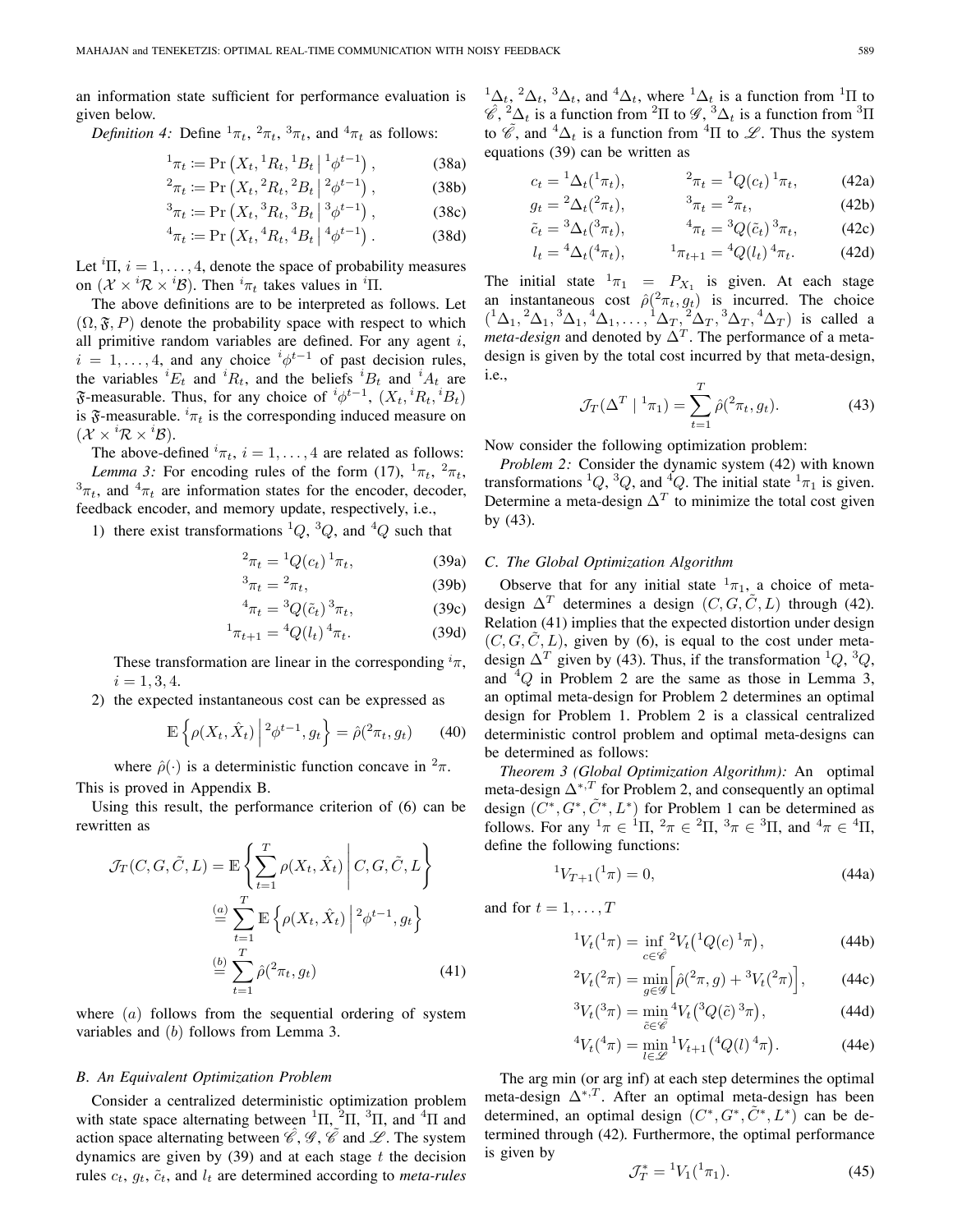an information state sufficient for performance evaluation is given below.

*Definition 4:* Define ${}^1\pi_t$, ${}^2\pi_t$, ${}^3\pi_t$, and ${}^4\pi_t$ as follows:

$$
{}^1\pi_t := \Pr\left(X_t, {}^1R_t, {}^1B_t \,\middle|\, {}^1\phi^{t-1}\right), \tag{38a}
$$

$$
{}^2\pi_t := \Pr\left(X_t, {}^2R_t, {}^2B_t \,\middle|\, {}^2\phi^{t-1}\right), \tag{38b}
$$

$$
{}^3\pi_t := \Pr\left(X_t, {}^3R_t, {}^3B_t \,\middle|\, {}^3\phi^{t-1}\right), \tag{38c}
$$

$$
{}^4\pi_t := \Pr\left(X_t, {}^4R_t, {}^4B_t \,\middle|\, {}^4\phi^{t-1}\right). \tag{38d}
$$

Let ${}^i\Pi$, $i = 1, \ldots, 4$, denote the space of probability measures on $(\mathcal{X} \times {}^i\mathcal{R} \times {}^i\mathcal{B})$. Then ${}^i\pi_t$ takes values in ${}^i\Pi$.

The above definitions are to be interpreted as follows. Let $(\Omega, \mathfrak{F}, P)$ denote the probability space with respect to which all primitive random variables are defined. For any agent $i$, $i = 1, \ldots, 4$, and any choice ${}^i\phi^{t-1}$ of past decision rules, the variables ${}^iE_t$ and ${}^iR_t$, and the beliefs ${}^iB_t$ and ${}^iA_t$ are $\mathfrak{F}$-measurable. Thus, for any choice of ${}^i\phi^{t-1}$, $(X_t, {}^iR_t, {}^iB_t)$ is $\mathfrak{F}$-measurable. ${}^i\pi_t$ is the corresponding induced measure on $(\mathcal{X} \times {}^i\mathcal{R} \times {}^i\mathcal{B})$.

The above-defined ${}^i\pi_t$, $i = 1, \ldots, 4$ are related as follows:

*Lemma 3:* For encoding rules of the form (17), ${}^1\pi_t$, ${}^2\pi_t$, ${}^3\pi_t$, and ${}^4\pi_t$ are information states for the encoder, decoder, feedback encoder, and memory update, respectively, i.e.,

1) there exist transformations ${}^1Q$, ${}^3Q$, and ${}^4Q$ such that

$$
{}^2\pi_t = {}^1Q(c_t)\,{}^1\pi_t, \tag{39a}
$$

$$
{}^3\pi_t = {}^2\pi_t, \tag{39b}
$$

$$
{}^4\pi_t = {}^3Q(\tilde{c}_t)\,{}^3\pi_t, \tag{39c}
$$

$$
{}^1\pi_{t+1} = {}^4Q(l_t)\,{}^4\pi_t. \tag{39d}
$$

These transformation are linear in the corresponding ${}^i\pi$, $i = 1, 3, 4$.

2) the expected instantaneous cost can be expressed as

$$
\mathbb{E}\left\{\rho(X_t, \hat{X}_t) \,\middle|\, {}^2\phi^{t-1}, g_t\right\} = \hat{\rho}({}^2\pi_t, g_t) \tag{40}
$$

where $\hat{\rho}(\cdot)$ is a deterministic function concave in ${}^2\pi$.

This is proved in Appendix B.

Using this result, the performance criterion of (6) can be rewritten as

$$
\begin{aligned}
\mathcal{J}_T(C, G, \tilde{C}, L) &= \mathbb{E}\left\{\sum_{t=1}^{T} \rho(X_t, \hat{X}_t) \,\middle|\, C, G, \tilde{C}, L\right\} \\
&\overset{(a)}{=} \sum_{t=1}^{T} \mathbb{E}\left\{\rho(X_t, \hat{X}_t) \,\middle|\, {}^2\phi^{t-1}, g_t\right\} \\
&\overset{(b)}{=} \sum_{t=1}^{T} \hat{\rho}({}^2\pi_t, g_t)
\end{aligned} \tag{41}
$$

where $(a)$ follows from the sequential ordering of system variables and $(b)$ follows from Lemma 3.

### B. An Equivalent Optimization Problem

Consider a centralized deterministic optimization problem with state space alternating between ${}^1\Pi$, ${}^2\Pi$, ${}^3\Pi$, and ${}^4\Pi$ and action space alternating between $\hat{\mathscr{C}}$, $\mathscr{G}$, $\tilde{\mathscr{C}}$ and $\mathscr{L}$. The system dynamics are given by (39) and at each stage $t$ the decision rules $c_t$, $g_t$, $\tilde{c}_t$, and $l_t$ are determined according to *meta-rules* ${}^1\Delta_t$, ${}^2\Delta_t$, ${}^3\Delta_t$, and ${}^4\Delta_t$, where ${}^1\Delta_t$ is a function from ${}^1\Pi$ to $\hat{\mathscr{C}}$, ${}^2\Delta_t$ is a function from ${}^2\Pi$ to $\mathscr{G}$, ${}^3\Delta_t$ is a function from ${}^3\Pi$ to $\tilde{\mathscr{C}}$, and ${}^4\Delta_t$ is a function from ${}^4\Pi$ to $\mathscr{L}$. Thus the system equations (39) can be written as

$$
c_t = {}^1\Delta_t({}^1\pi_t), \qquad {}^2\pi_t = {}^1Q(c_t)\,{}^1\pi_t, \tag{42a}
$$

$$
g_t = {}^2\Delta_t({}^2\pi_t), \qquad {}^3\pi_t = {}^2\pi_t, \tag{42b}
$$

$$
\tilde{c}_t = {}^3\Delta_t({}^3\pi_t), \qquad {}^4\pi_t = {}^3Q(\tilde{c}_t)\,{}^3\pi_t, \tag{42c}
$$

$$
l_t = {}^4\Delta_t({}^4\pi_t), \qquad {}^1\pi_{t+1} = {}^4Q(l_t)\,{}^4\pi_t. \tag{42d}
$$

The initial state ${}^1\pi_1 = P_{X_1}$ is given. At each stage an instantaneous cost $\hat{\rho}({}^2\pi_t, g_t)$ is incurred. The choice $({}^1\Delta_1, {}^2\Delta_1, {}^3\Delta_1, {}^4\Delta_1, \ldots, {}^1\Delta_T, {}^2\Delta_T, {}^3\Delta_T, {}^4\Delta_T)$ is called a *meta-design* and denoted by $\Delta^T$. The performance of a meta-design is given by the total cost incurred by that meta-design, i.e.,

$$
\mathcal{J}_T(\Delta^T \mid {}^1\pi_1) = \sum_{t=1}^{T} \hat{\rho}({}^2\pi_t, g_t). \tag{43}
$$

Now consider the following optimization problem:

*Problem 2:* Consider the dynamic system (42) with known transformations ${}^1Q$, ${}^3Q$, and ${}^4Q$. The initial state ${}^1\pi_1$ is given. Determine a meta-design $\Delta^T$ to minimize the total cost given by (43).

### C. The Global Optimization Algorithm

Observe that for any initial state ${}^1\pi_1$, a choice of meta-design $\Delta^T$ determines a design $(C, G, \tilde{C}, L)$ through (42). Relation (41) implies that the expected distortion under design $(C, G, \tilde{C}, L)$, given by (6), is equal to the cost under meta-design $\Delta^T$ given by (43). Thus, if the transformation ${}^1Q$, ${}^3Q$, and ${}^4Q$ in Problem 2 are the same as those in Lemma 3, an optimal meta-design for Problem 2 determines an optimal design for Problem 1. Problem 2 is a classical centralized deterministic control problem and optimal meta-designs can be determined as follows:

*Theorem 3 (Global Optimization Algorithm):* An optimal meta-design $\Delta^{*,T}$ for Problem 2, and consequently an optimal design $(C^*, G^*, \tilde{C}^*, L^*)$ for Problem 1 can be determined as follows. For any ${}^1\pi \in {}^1\Pi$, ${}^2\pi \in {}^2\Pi$, ${}^3\pi \in {}^3\Pi$, and ${}^4\pi \in {}^4\Pi$, define the following functions:

$$
{}^1V_{T+1}({}^1\pi) = 0, \tag{44a}
$$

and for $t = 1, \ldots, T$

$$
{}^1V_t({}^1\pi) = \inf_{c \in \hat{\mathscr{C}}} {}^2V_t\big({}^1Q(c)\,{}^1\pi\big), \tag{44b}
$$

$$
{}^2V_t({}^2\pi) = \min_{g \in \mathscr{G}} \Big[\hat{\rho}({}^2\pi, g) + {}^3V_t({}^2\pi)\Big], \tag{44c}
$$

$$
{}^3V_t({}^3\pi) = \min_{\tilde{c} \in \tilde{\mathscr{C}}} {}^4V_t\big({}^3Q(\tilde{c})\,{}^3\pi\big), \tag{44d}
$$

$$
{}^4V_t({}^4\pi) = \min_{l \in \mathscr{L}} {}^1V_{t+1}\big({}^4Q(l)\,{}^4\pi\big). \tag{44e}
$$

The arg min (or arg inf) at each step determines the optimal meta-design $\Delta^{*,T}$. After an optimal meta-design has been determined, an optimal design $(C^*, G^*, \tilde{C}^*, L^*)$ can be determined through (42). Furthermore, the optimal performance is given by

$$
\mathcal{J}_T^* = {}^1V_1({}^1\pi_1). \tag{45}
$$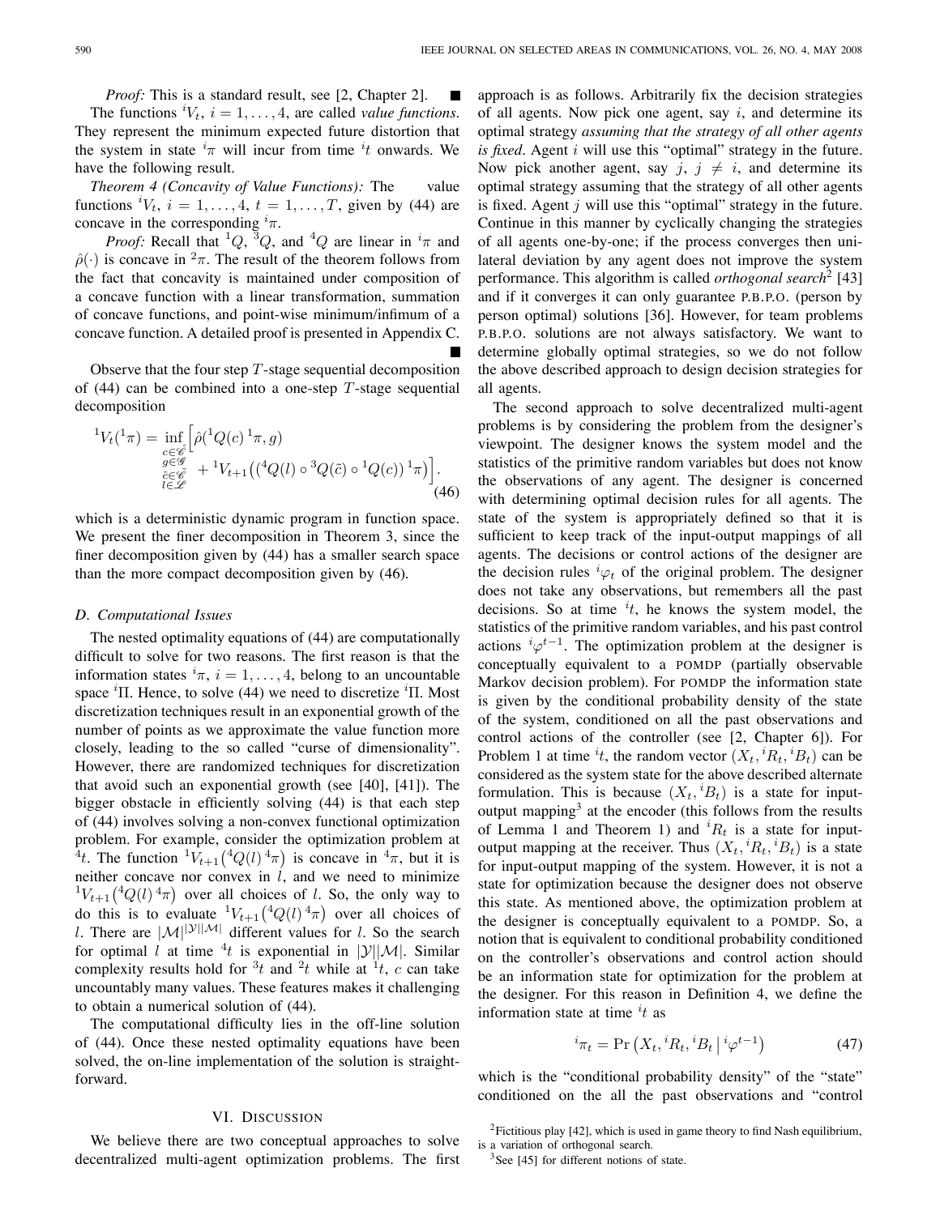*Proof:* This is a standard result, see [2, Chapter 2]. ∎

The functions ${}^iV_t$, $i = 1, \ldots, 4$, are called *value functions*. They represent the minimum expected future distortion that the system in state ${}^i\pi$ will incur from time ${}^it$ onwards. We have the following result.

*Theorem 4 (Concavity of Value Functions):* The value functions ${}^iV_t$, $i = 1, \ldots, 4$, $t = 1, \ldots, T$, given by (44) are concave in the corresponding ${}^i\pi$.

*Proof:* Recall that ${}^1Q$, ${}^3Q$, and ${}^4Q$ are linear in ${}^i\pi$ and $\hat{\rho}(\cdot)$ is concave in ${}^2\pi$. The result of the theorem follows from the fact that concavity is maintained under composition of a concave function with a linear transformation, summation of concave functions, and point-wise minimum/infimum of a concave function. A detailed proof is presented in Appendix C. ∎

Observe that the four step $T$-stage sequential decomposition of (44) can be combined into a one-step $T$-stage sequential decomposition

$$
{}^1V_t({}^1\pi) = \inf_{\substack{c \in \hat{\mathscr{C}} \\ g \in \mathscr{G} \\ \tilde{c} \in \hat{\mathscr{C}} \\ l \in \mathscr{L}}} \Big[ \hat{\rho}({}^1Q(c)\,{}^1\pi, g) + {}^1V_{t+1}\big(({}^4Q(l) \circ {}^3Q(\tilde{c}) \circ {}^1Q(c))\,{}^1\pi\big) \Big]. \tag{46}
$$

which is a deterministic dynamic program in function space. We present the finer decomposition in Theorem 3, since the finer decomposition given by (44) has a smaller search space than the more compact decomposition given by (46).

### D. Computational Issues

The nested optimality equations of (44) are computationally difficult to solve for two reasons. The first reason is that the information states ${}^i\pi$, $i = 1, \ldots, 4$, belong to an uncountable space ${}^i\Pi$. Hence, to solve (44) we need to discretize ${}^i\Pi$. Most discretization techniques result in an exponential growth of the number of points as we approximate the value function more closely, leading to the so called "curse of dimensionality". However, there are randomized techniques for discretization that avoid such an exponential growth (see [40], [41]). The bigger obstacle in efficiently solving (44) is that each step of (44) involves solving a non-convex functional optimization problem. For example, consider the optimization problem at ${}^4t$. The function ${}^1V_{t+1}\big({}^4Q(l)\,{}^4\pi\big)$ is concave in ${}^4\pi$, but it is neither concave nor convex in $l$, and we need to minimize ${}^1V_{t+1}\big({}^4Q(l)\,{}^4\pi\big)$ over all choices of $l$. So, the only way to do this is to evaluate ${}^1V_{t+1}\big({}^4Q(l)\,{}^4\pi\big)$ over all choices of $l$. There are $|\mathcal{M}|^{|\mathcal{Y}||\mathcal{M}|}$ different values for $l$. So the search for optimal $l$ at time ${}^4t$ is exponential in $|\mathcal{Y}||\mathcal{M}|$. Similar complexity results hold for ${}^3t$ and ${}^2t$ while at ${}^1t$, $c$ can take uncountably many values. These features makes it challenging to obtain a numerical solution of (44).

The computational difficulty lies in the off-line solution of (44). Once these nested optimality equations have been solved, the on-line implementation of the solution is straightforward.

## VI. Discussion

We believe there are two conceptual approaches to solve decentralized multi-agent optimization problems. The first approach is as follows. Arbitrarily fix the decision strategies of all agents. Now pick one agent, say $i$, and determine its optimal strategy *assuming that the strategy of all other agents is fixed*. Agent $i$ will use this "optimal" strategy in the future. Now pick another agent, say $j$, $j \neq i$, and determine its optimal strategy assuming that the strategy of all other agents is fixed. Agent $j$ will use this "optimal" strategy in the future. Continue in this manner by cyclically changing the strategies of all agents one-by-one; if the process converges then unilateral deviation by any agent does not improve the system performance. This algorithm is called *orthogonal search*[2] [43] and if it converges it can only guarantee P.B.P.O. (person by person optimal) solutions [36]. However, for team problems P.B.P.O. solutions are not always satisfactory. We want to determine globally optimal strategies, so we do not follow the above described approach to design decision strategies for all agents.

The second approach to solve decentralized multi-agent problems is by considering the problem from the designer's viewpoint. The designer knows the system model and the statistics of the primitive random variables but does not know the observations of any agent. The designer is concerned with determining optimal decision rules for all agents. The state of the system is appropriately defined so that it is sufficient to keep track of the input-output mappings of all agents. The decisions or control actions of the designer are the decision rules ${}^i\varphi_t$ of the original problem. The designer does not take any observations, but remembers all the past decisions. So at time ${}^it$, he knows the system model, the statistics of the primitive random variables, and his past control actions ${}^i\varphi^{t-1}$. The optimization problem at the designer is conceptually equivalent to a POMDP (partially observable Markov decision problem). For POMDP the information state is given by the conditional probability density of the state of the system, conditioned on all the past observations and control actions of the controller (see [2, Chapter 6]). For Problem 1 at time ${}^it$, the random vector $(X_t, {}^iR_t, {}^iB_t)$ can be considered as the system state for the above described alternate formulation. This is because $(X_t, {}^iB_t)$ is a state for input-output mapping[3] at the encoder (this follows from the results of Lemma 1 and Theorem 1) and ${}^iR_t$ is a state for input-output mapping at the receiver. Thus $(X_t, {}^iR_t, {}^iB_t)$ is a state for input-output mapping of the system. However, it is not a state for optimization because the designer does not observe this state. As mentioned above, the optimization problem at the designer is conceptually equivalent to a POMDP. So, a notion that is equivalent to conditional probability conditioned on the controller's observations and control action should be an information state for optimization for the problem at the designer. For this reason in Definition 4, we define the information state at time ${}^it$ as

$$
{}^i\pi_t = \Pr\big(X_t, {}^iR_t, {}^iB_t \,\big|\, {}^i\varphi^{t-1}\big) \tag{47}
$$

which is the "conditional probability density" of the "state" conditioned on the all the past observations and "control

[2] Fictitious play [42], which is used in game theory to find Nash equilibrium, is a variation of orthogonal search.

[3] See [45] for different notions of state.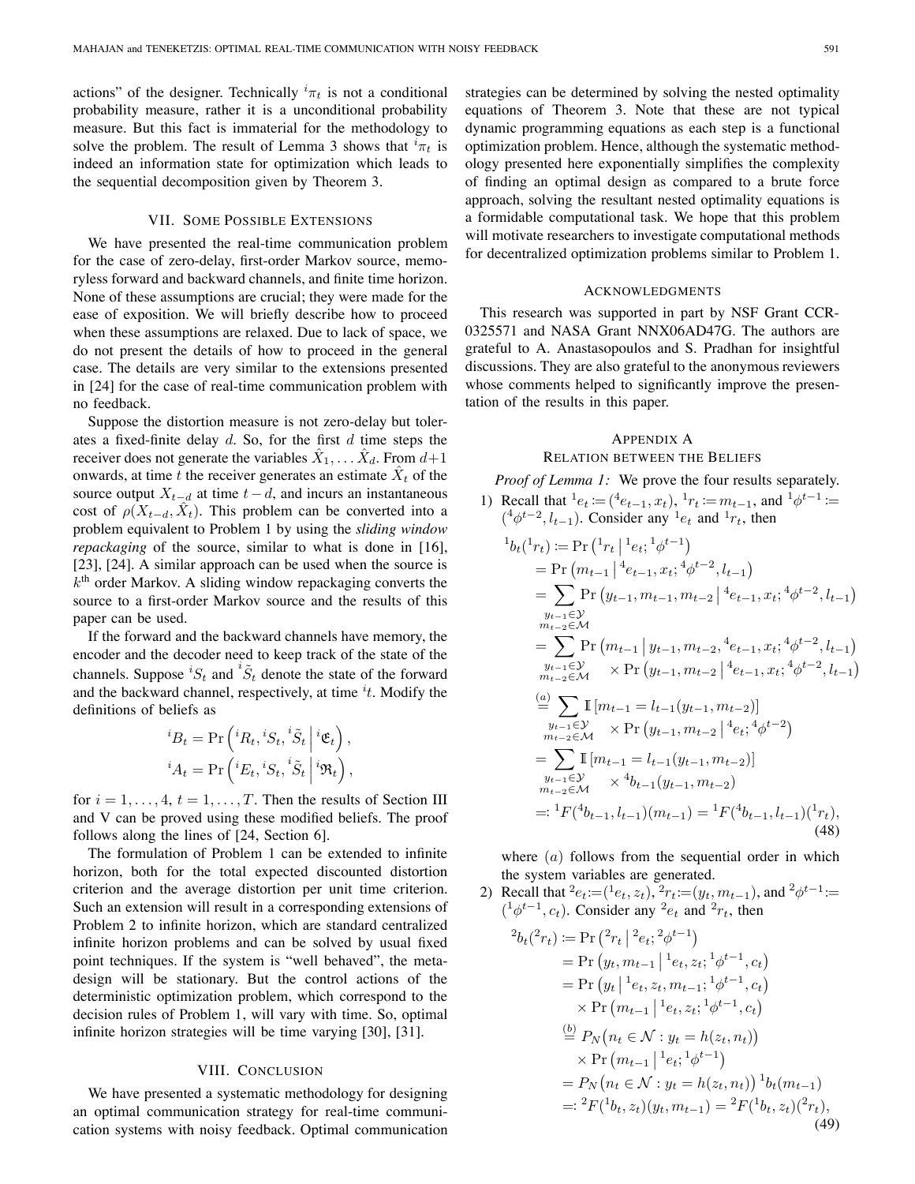actions" of the designer. Technically ${}^{i}\pi_t$ is not a conditional probability measure, rather it is a unconditional probability measure. But this fact is immaterial for the methodology to solve the problem. The result of Lemma 3 shows that ${}^{i}\pi_t$ is indeed an information state for optimization which leads to the sequential decomposition given by Theorem 3.

## VII. Some Possible Extensions

We have presented the real-time communication problem for the case of zero-delay, first-order Markov source, memoryless forward and backward channels, and finite time horizon. None of these assumptions are crucial; they were made for the ease of exposition. We will briefly describe how to proceed when these assumptions are relaxed. Due to lack of space, we do not present the details of how to proceed in the general case. The details are very similar to the extensions presented in [24] for the case of real-time communication problem with no feedback.

Suppose the distortion measure is not zero-delay but tolerates a fixed-finite delay $d$. So, for the first $d$ time steps the receiver does not generate the variables $\hat{X}_1, \dots \hat{X}_d$. From $d+1$ onwards, at time $t$ the receiver generates an estimate $\hat{X}_t$ of the source output $X_{t-d}$ at time $t-d$, and incurs an instantaneous cost of $\rho(X_{t-d}, \hat{X}_t)$. This problem can be converted into a problem equivalent to Problem 1 by using the *sliding window repackaging* of the source, similar to what is done in [16], [23], [24]. A similar approach can be used when the source is $k^{\text{th}}$ order Markov. A sliding window repackaging converts the source to a first-order Markov source and the results of this paper can be used.

If the forward and the backward channels have memory, the encoder and the decoder need to keep track of the state of the channels. Suppose ${}^{i}S_t$ and ${}^{i}\tilde{S}_t$ denote the state of the forward and the backward channel, respectively, at time ${}^{i}t$. Modify the definitions of beliefs as

$$
\begin{aligned}
{}^{i}B_t &= \Pr\left({}^{i}R_t, {}^{i}S_t, {}^{i}\tilde{S}_t \,\middle|\, {}^{i}\mathfrak{E}_t\right), \\
{}^{i}A_t &= \Pr\left({}^{i}E_t, {}^{i}S_t, {}^{i}\tilde{S}_t \,\middle|\, {}^{i}\mathfrak{R}_t\right),
\end{aligned}
$$

for $i = 1, \dots, 4$, $t = 1, \dots, T$. Then the results of Section III and V can be proved using these modified beliefs. The proof follows along the lines of [24, Section 6].

The formulation of Problem 1 can be extended to infinite horizon, both for the total expected discounted distortion criterion and the average distortion per unit time criterion. Such an extension will result in a corresponding extensions of Problem 2 to infinite horizon, which are standard centralized infinite horizon problems and can be solved by usual fixed point techniques. If the system is "well behaved", the meta-design will be stationary. But the control actions of the deterministic optimization problem, which correspond to the decision rules of Problem 1, will vary with time. So, optimal infinite horizon strategies will be time varying [30], [31].

## VIII. Conclusion

We have presented a systematic methodology for designing an optimal communication strategy for real-time communication systems with noisy feedback. Optimal communication strategies can be determined by solving the nested optimality equations of Theorem 3. Note that these are not typical dynamic programming equations as each step is a functional optimization problem. Hence, although the systematic methodology presented here exponentially simplifies the complexity of finding an optimal design as compared to a brute force approach, solving the resultant nested optimality equations is a formidable computational task. We hope that this problem will motivate researchers to investigate computational methods for decentralized optimization problems similar to Problem 1.

## Acknowledgments

This research was supported in part by NSF Grant CCR-0325571 and NASA Grant NNX06AD47G. The authors are grateful to A. Anastasopoulos and S. Pradhan for insightful discussions. They are also grateful to the anonymous reviewers whose comments helped to significantly improve the presentation of the results in this paper.

## Appendix A
## Relation between the Beliefs

*Proof of Lemma 1:* We prove the four results separately.

1) Recall that ${}^{1}e_t := ({}^{4}e_{t-1}, x_t)$, ${}^{1}r_t := m_{t-1}$, and ${}^{1}\phi^{t-1} := ({}^{4}\phi^{t-2}, l_{t-1})$. Consider any ${}^{1}e_t$ and ${}^{1}r_t$, then

$$
\begin{aligned}
{}^{1}b_t({}^{1}r_t) &:= \Pr\left({}^{1}r_t \,\middle|\, {}^{1}e_t; {}^{1}\phi^{t-1}\right) \\
&= \Pr\left(m_{t-1} \,\middle|\, {}^{4}e_{t-1}, x_t; {}^{4}\phi^{t-2}, l_{t-1}\right) \\
&= \sum_{\substack{y_{t-1}\in\mathcal{Y} \\ m_{t-2}\in\mathcal{M}}} \Pr\left(y_{t-1}, m_{t-1}, m_{t-2} \,\middle|\, {}^{4}e_{t-1}, x_t; {}^{4}\phi^{t-2}, l_{t-1}\right) \\
&= \sum_{\substack{y_{t-1}\in\mathcal{Y} \\ m_{t-2}\in\mathcal{M}}} \Pr\left(m_{t-1} \,\middle|\, y_{t-1}, m_{t-2}, {}^{4}e_{t-1}, x_t; {}^{4}\phi^{t-2}, l_{t-1}\right) \\
&\qquad \times \Pr\left(y_{t-1}, m_{t-2} \,\middle|\, {}^{4}e_{t-1}, x_t; {}^{4}\phi^{t-2}, l_{t-1}\right) \\
&\overset{(a)}{=} \sum_{\substack{y_{t-1}\in\mathcal{Y} \\ m_{t-2}\in\mathcal{M}}} \mathbb{I}\left[m_{t-1} = l_{t-1}(y_{t-1}, m_{t-2})\right] \\
&\qquad \times \Pr\left(y_{t-1}, m_{t-2} \,\middle|\, {}^{4}e_t; {}^{4}\phi^{t-2}\right) \\
&= \sum_{\substack{y_{t-1}\in\mathcal{Y} \\ m_{t-2}\in\mathcal{M}}} \mathbb{I}\left[m_{t-1} = l_{t-1}(y_{t-1}, m_{t-2})\right] \\
&\qquad \times {}^{4}b_{t-1}(y_{t-1}, m_{t-2}) \\
&=: {}^{1}F({}^{4}b_{t-1}, l_{t-1})(m_{t-1}) = {}^{1}F({}^{4}b_{t-1}, l_{t-1})({}^{1}r_t),
\end{aligned} \tag{48}
$$

where $(a)$ follows from the sequential order in which the system variables are generated.

2) Recall that ${}^{2}e_t := ({}^{1}e_t, z_t)$, ${}^{2}r_t := (y_t, m_{t-1})$, and ${}^{2}\phi^{t-1} := ({}^{1}\phi^{t-1}, c_t)$. Consider any ${}^{2}e_t$ and ${}^{2}r_t$, then

$$
\begin{aligned}
{}^{2}b_t({}^{2}r_t) &:= \Pr\left({}^{2}r_t \,\middle|\, {}^{2}e_t; {}^{2}\phi^{t-1}\right) \\
&= \Pr\left(y_t, m_{t-1} \,\middle|\, {}^{1}e_t, z_t; {}^{1}\phi^{t-1}, c_t\right) \\
&= \Pr\left(y_t \,\middle|\, {}^{1}e_t, z_t, m_{t-1}; {}^{1}\phi^{t-1}, c_t\right) \\
&\quad \times \Pr\left(m_{t-1} \,\middle|\, {}^{1}e_t, z_t; {}^{1}\phi^{t-1}, c_t\right) \\
&\overset{(b)}{=} P_N\big(n_t \in \mathcal{N} : y_t = h(z_t, n_t)\big) \\
&\quad \times \Pr\left(m_{t-1} \,\middle|\, {}^{1}e_t; {}^{1}\phi^{t-1}\right) \\
&= P_N\big(n_t \in \mathcal{N} : y_t = h(z_t, n_t)\big)\, {}^{1}b_t(m_{t-1}) \\
&=: {}^{2}F({}^{1}b_t, z_t)(y_t, m_{t-1}) = {}^{2}F({}^{1}b_t, z_t)({}^{2}r_t),
\end{aligned} \tag{49}
$$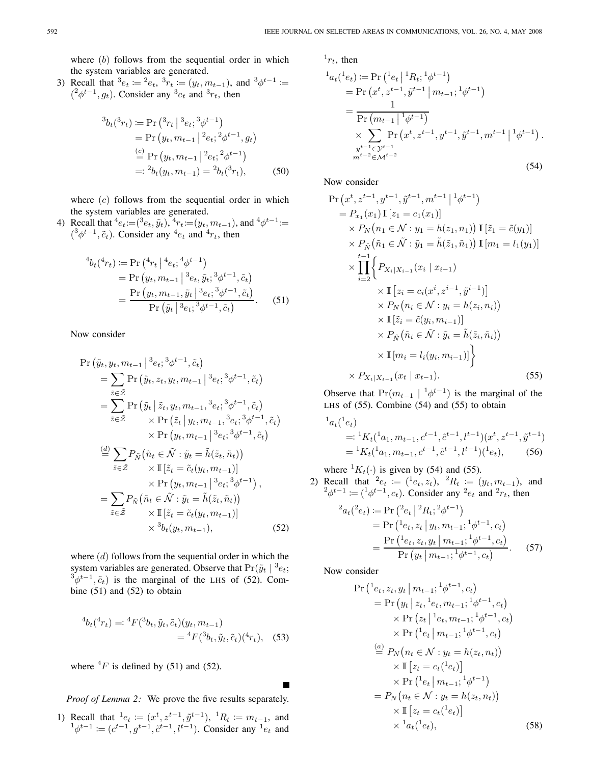where $(b)$ follows from the sequential order in which the system variables are generated.

3) Recall that ${}^{3}e_t := {}^{2}e_t$, ${}^{3}r_t := (y_t, m_{t-1})$, and ${}^{3}\phi^{t-1} := ({}^{2}\phi^{t-1}, g_t)$. Consider any ${}^{3}e_t$ and ${}^{3}r_t$, then

$$
\begin{aligned}
{}^{3}b_t({}^{3}r_t) &:= \Pr\left({}^{3}r_t \,\middle|\, {}^{3}e_t; {}^{3}\phi^{t-1}\right) \\
&= \Pr\left(y_t, m_{t-1} \,\middle|\, {}^{2}e_t; {}^{2}\phi^{t-1}, g_t\right) \\
&\overset{(c)}{=} \Pr\left(y_t, m_{t-1} \,\middle|\, {}^{2}e_t; {}^{2}\phi^{t-1}\right) \\
&=: {}^{2}b_t(y_t, m_{t-1}) = {}^{2}b_t({}^{3}r_t), \qquad (50)
\end{aligned}
$$

where $(c)$ follows from the sequential order in which the system variables are generated.

4) Recall that ${}^{4}e_t := ({}^{3}e_t, \tilde{y}_t)$, ${}^{4}r_t := (y_t, m_{t-1})$, and ${}^{4}\phi^{t-1} := ({}^{3}\phi^{t-1}, \tilde{c}_t)$. Consider any ${}^{4}e_t$ and ${}^{4}r_t$, then

$$
\begin{aligned}
{}^{4}b_t({}^{4}r_t) &:= \Pr\left({}^{4}r_t \,\middle|\, {}^{4}e_t; {}^{4}\phi^{t-1}\right) \\
&= \Pr\left(y_t, m_{t-1} \,\middle|\, {}^{3}e_t, \tilde{y}_t; {}^{3}\phi^{t-1}, \tilde{c}_t\right) \\
&= \frac{\Pr\left(y_t, m_{t-1}, \tilde{y}_t \,\middle|\, {}^{3}e_t; {}^{3}\phi^{t-1}, \tilde{c}_t\right)}{\Pr\left(\tilde{y}_t \,\middle|\, {}^{3}e_t; {}^{3}\phi^{t-1}, \tilde{c}_t\right)}. \qquad (51)
\end{aligned}
$$

Now consider

$$
\begin{aligned}
\Pr&\left(\tilde{y}_t, y_t, m_{t-1} \,\middle|\, {}^{3}e_t; {}^{3}\phi^{t-1}, \tilde{c}_t\right) \\
&= \sum_{\tilde{z} \in \tilde{\mathcal{Z}}} \Pr\left(\tilde{y}_t, z_t, y_t, m_{t-1} \,\middle|\, {}^{3}e_t; {}^{3}\phi^{t-1}, \tilde{c}_t\right) \\
&= \sum_{\tilde{z} \in \tilde{\mathcal{Z}}} \Pr\left(\tilde{y}_t \,\middle|\, \tilde{z}_t, y_t, m_{t-1}, {}^{3}e_t; {}^{3}\phi^{t-1}, \tilde{c}_t\right) \\
&\qquad \times \Pr\left(\tilde{z}_t \,\middle|\, y_t, m_{t-1}, {}^{3}e_t; {}^{3}\phi^{t-1}, \tilde{c}_t\right) \\
&\qquad \times \Pr\left(y_t, m_{t-1} \,\middle|\, {}^{3}e_t; {}^{3}\phi^{t-1}, \tilde{c}_t\right) \\
&\overset{(d)}{=} \sum_{\tilde{z} \in \tilde{\mathcal{Z}}} P_{\tilde{N}}\left(\tilde{n}_t \in \tilde{\mathcal{N}} : \tilde{y}_t = \tilde{h}(\tilde{z}_t, \tilde{n}_t)\right) \\
&\qquad \times \mathbb{I}\left[\tilde{z}_t = \tilde{c}_t(y_t, m_{t-1})\right] \\
&\qquad \times \Pr\left(y_t, m_{t-1} \,\middle|\, {}^{3}e_t; {}^{3}\phi^{t-1}\right), \\
&= \sum_{\tilde{z} \in \tilde{\mathcal{Z}}} P_{\tilde{N}}\left(\tilde{n}_t \in \tilde{\mathcal{N}} : \tilde{y}_t = \tilde{h}(\tilde{z}_t, \tilde{n}_t)\right) \\
&\qquad \times \mathbb{I}\left[\tilde{z}_t = \tilde{c}_t(y_t, m_{t-1})\right] \\
&\qquad \times {}^{3}b_t(y_t, m_{t-1}), \qquad (52)
\end{aligned}
$$

where $(d)$ follows from the sequential order in which the system variables are generated. Observe that $\Pr(\tilde{y}_t \mid {}^{3}e_t; {}^{3}\phi^{t-1}, \tilde{c}_t)$ is the marginal of the LHS of (52). Combine (51) and (52) to obtain

$$
\begin{aligned}
{}^{4}b_t({}^{4}r_t) &=: {}^{4}F({}^{3}b_t, \tilde{y}_t, \tilde{c}_t)(y_t, m_{t-1}) \\
&= {}^{4}F({}^{3}b_t, \tilde{y}_t, \tilde{c}_t)({}^{4}r_t), \qquad (53)
\end{aligned}
$$

where ${}^{4}F$ is defined by (51) and (52).

■

*Proof of Lemma 2:* We prove the five results separately.

1) Recall that ${}^{1}e_t := (x^t, z^{t-1}, \tilde{y}^{t-1})$, ${}^{1}R_t := m_{t-1}$, and ${}^{1}\phi^{t-1} := (c^{t-1}, g^{t-1}, \tilde{c}^{t-1}, l^{t-1})$. Consider any ${}^{1}e_t$ and ${}^{1}r_t$, then

$$
\begin{aligned}
{}^{1}a_t({}^{1}e_t) &:= \Pr\left({}^{1}e_t \,\middle|\, {}^{1}R_t; {}^{1}\phi^{t-1}\right) \\
&= \Pr\left(x^t, z^{t-1}, \tilde{y}^{t-1} \,\middle|\, m_{t-1}; {}^{1}\phi^{t-1}\right) \\
&= \frac{1}{\Pr\left(m_{t-1} \,\middle|\, {}^{1}\phi^{t-1}\right)} \\
&\qquad \times \sum_{\substack{y^{t-1} \in \mathcal{Y}^{t-1} \\ m^{t-2} \in \mathcal{M}^{t-2}}} \Pr\left(x^t, z^{t-1}, y^{t-1}, \tilde{y}^{t-1}, m^{t-1} \,\middle|\, {}^{1}\phi^{t-1}\right). \qquad (54)
\end{aligned}
$$

Now consider

$$
\begin{aligned}
\Pr&\left(x^t, z^{t-1}, y^{t-1}, \tilde{y}^{t-1}, m^{t-1} \,\middle|\, {}^{1}\phi^{t-1}\right) \\
&= P_{x_1}(x_1)\, \mathbb{I}\left[z_1 = c_1(x_1)\right] \\
&\quad \times P_N\left(n_1 \in \mathcal{N} : y_1 = h(z_1, n_1)\right) \mathbb{I}\left[\tilde{z}_1 = \tilde{c}(y_1)\right] \\
&\quad \times P_{\tilde{N}}\left(\tilde{n}_1 \in \tilde{\mathcal{N}} : \tilde{y}_1 = \tilde{h}(\tilde{z}_1, \tilde{n}_1)\right) \mathbb{I}\left[m_1 = l_1(y_1)\right] \\
&\quad \times \prod_{i=2}^{t-1} \Big\{ P_{X_i|X_{i-1}}(x_i \mid x_{i-1}) \\
&\qquad \times \mathbb{I}\left[z_i = c_i(x^i, z^{i-1}, \tilde{y}^{i-1})\right] \\
&\qquad \times P_N\left(n_i \in \mathcal{N} : y_i = h(z_i, n_i)\right) \\
&\qquad \times \mathbb{I}\left[\tilde{z}_i = \tilde{c}(y_i, m_{i-1})\right] \\
&\qquad \times P_{\tilde{N}}\left(\tilde{n}_i \in \tilde{\mathcal{N}} : \tilde{y}_i = \tilde{h}(\tilde{z}_i, \tilde{n}_i)\right) \\
&\qquad \times \mathbb{I}\left[m_i = l_i(y_i, m_{i-1})\right] \Big\} \\
&\quad \times P_{X_t|X_{t-1}}(x_t \mid x_{t-1}). \qquad (55)
\end{aligned}
$$

Observe that $\Pr(m_{t-1} \mid {}^{1}\phi^{t-1})$ is the marginal of the LHS of (55). Combine (54) and (55) to obtain

$$
\begin{aligned}
{}^{1}a_t&({}^{1}e_t) \\
&=: {}^{1}K_t({}^{1}a_1, m_{t-1}, c^{t-1}, \tilde{c}^{t-1}, l^{t-1})(x^t, z^{t-1}, \tilde{y}^{t-1}) \\
&= {}^{1}K_t({}^{1}a_1, m_{t-1}, c^{t-1}, \tilde{c}^{t-1}, l^{t-1})({}^{1}e_t), \qquad (56)
\end{aligned}
$$

where ${}^{1}K_t(\cdot)$ is given by (54) and (55).

2) Recall that ${}^{2}e_t := ({}^{1}e_t, z_t)$, ${}^{2}R_t := (y_t, m_{t-1})$, and ${}^{2}\phi^{t-1} := ({}^{1}\phi^{t-1}, c_t)$. Consider any ${}^{2}e_t$ and ${}^{2}r_t$, then

$$
\begin{aligned}
{}^{2}a_t({}^{2}e_t) &:= \Pr\left({}^{2}e_t \,\middle|\, {}^{2}R_t; {}^{2}\phi^{t-1}\right) \\
&= \Pr\left({}^{1}e_t, z_t \,\middle|\, y_t, m_{t-1}; {}^{1}\phi^{t-1}, c_t\right) \\
&= \frac{\Pr\left({}^{1}e_t, z_t, y_t \,\middle|\, m_{t-1}; {}^{1}\phi^{t-1}, c_t\right)}{\Pr\left(y_t \,\middle|\, m_{t-1}; {}^{1}\phi^{t-1}, c_t\right)}. \qquad (57)
\end{aligned}
$$

Now consider

$$
\begin{aligned}
\Pr&\left({}^{1}e_t, z_t, y_t \,\middle|\, m_{t-1}; {}^{1}\phi^{t-1}, c_t\right) \\
&= \Pr\left(y_t \,\middle|\, z_t, {}^{1}e_t, m_{t-1}; {}^{1}\phi^{t-1}, c_t\right) \\
&\qquad \times \Pr\left(z_t \,\middle|\, {}^{1}e_t, m_{t-1}; {}^{1}\phi^{t-1}, c_t\right) \\
&\qquad \times \Pr\left({}^{1}e_t \,\middle|\, m_{t-1}; {}^{1}\phi^{t-1}, c_t\right) \\
&\overset{(a)}{=} P_N\left(n_t \in \mathcal{N} : y_t = h(z_t, n_t)\right) \\
&\qquad \times \mathbb{I}\left[z_t = c_t({}^{1}e_t)\right] \\
&\qquad \times \Pr\left({}^{1}e_t \,\middle|\, m_{t-1}; {}^{1}\phi^{t-1}\right) \\
&= P_N\left(n_t \in \mathcal{N} : y_t = h(z_t, n_t)\right) \\
&\qquad \times \mathbb{I}\left[z_t = c_t({}^{1}e_t)\right] \\
&\qquad \times {}^{1}a_t({}^{1}e_t), \qquad (58)
\end{aligned}
$$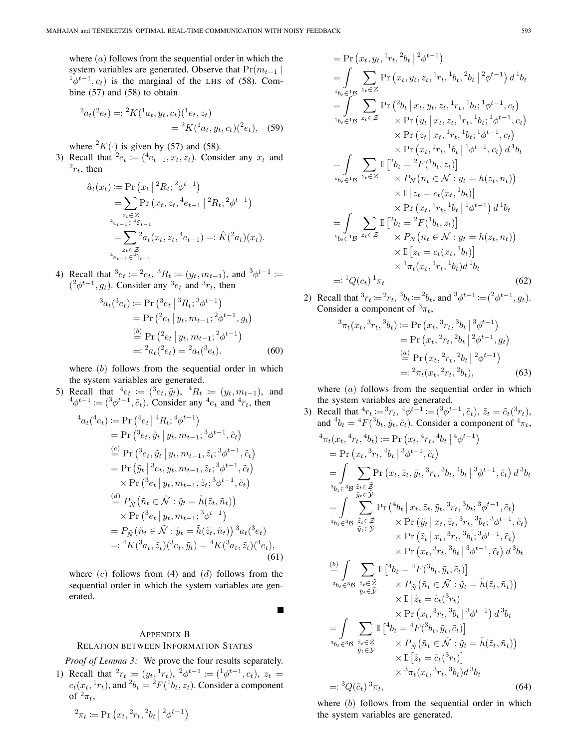where $(a)$ follows from the sequential order in which the system variables are generated. Observe that $\Pr(m_{t-1} \mid {}^1\phi^{t-1}, c_t)$ is the marginal of the LHS of (58). Combine (57) and (58) to obtain

$$
\begin{aligned}
{}^2a_t({}^2e_t) &=: {}^2K({}^1a_t, y_t, c_t)({}^1e_t, z_t) \\
&= {}^2K({}^1a_t, y_t, c_t)({}^2e_t), \quad (59)
\end{aligned}
$$

where ${}^2K(\cdot)$ is given by (57) and (58).

3) Recall that ${}^2e_t := ({}^4e_{t-1}, x_t, z_t)$. Consider any $x_t$ and ${}^2r_t$, then

$$
\begin{aligned}
\hat{a}_t(x_t) &:= \Pr\left(x_t \,\middle|\, {}^2R_t; {}^2\phi^{t-1}\right) \\
&= \sum_{\substack{z_t \in \mathcal{Z} \\ {}^4e_{t-1} \in {}^4\mathcal{E}_{t-1}}} \Pr\left(x_t, z_t, {}^4e_{t-1} \,\middle|\, {}^2R_t; {}^2\phi^{t-1}\right) \\
&= \sum_{\substack{z_t \in \mathcal{Z} \\ {}^4e_{t-1} \in {}^4|_{t-1}}} {}^2a_t(x_t, z_t, {}^4e_{t-1}) =: \hat{K}({}^2a_t)(x_t).
\end{aligned}
$$

4) Recall that ${}^3e_t := {}^2e_t$, ${}^3R_t := (y_t, m_{t-1})$, and ${}^3\phi^{t-1} := ({}^2\phi^{t-1}, g_t)$. Consider any ${}^3e_t$ and ${}^3r_t$, then

$$
\begin{aligned}
{}^3a_t({}^3e_t) &:= \Pr\left({}^3e_t \,\middle|\, {}^3R_t; {}^3\phi^{t-1}\right) \\
&= \Pr\left({}^2e_t \,\middle|\, y_t, m_{t-1}; {}^2\phi^{t-1}, g_t\right) \\
&\overset{(b)}{=} \Pr\left({}^2e_t \,\middle|\, y_t, m_{t-1}; {}^2\phi^{t-1}\right) \\
&=: {}^2a_t({}^2e_t) = {}^2a_t({}^3e_t). \quad (60)
\end{aligned}
$$

where $(b)$ follows from the sequential order in which the system variables are generated.

5) Recall that ${}^4e_t := ({}^3e_t, \tilde{y}_t)$, ${}^4R_t := (y_t, m_{t-1})$, and ${}^4\phi^{t-1} := ({}^3\phi^{t-1}, \tilde{c}_t)$. Consider any ${}^4e_t$ and ${}^4r_t$, then

$$
\begin{aligned}
{}^4a_t({}^4e_t) &:= \Pr\left({}^4e_t \,\middle|\, {}^4R_t; {}^4\phi^{t-1}\right) \\
&= \Pr\left({}^3e_t, \tilde{y}_t \,\middle|\, y_t, m_{t-1}; {}^3\phi^{t-1}, \tilde{c}_t\right) \\
&\overset{(c)}{=} \Pr\left({}^3e_t, \tilde{y}_t \,\middle|\, y_t, m_{t-1}, \tilde{z}_t; {}^3\phi^{t-1}, \tilde{c}_t\right) \\
&= \Pr\left(\tilde{y}_t \,\middle|\, {}^3e_t, y_t, m_{t-1}, \tilde{z}_t; {}^3\phi^{t-1}, \tilde{c}_t\right) \\
&\quad \times \Pr\left({}^3e_t \,\middle|\, y_t, m_{t-1}, \tilde{z}_t; {}^3\phi^{t-1}, \tilde{c}_t\right) \\
&\overset{(d)}{=} P_{\tilde{N}}\left(\tilde{n}_t \in \tilde{\mathcal{N}} : \tilde{y}_t = \tilde{h}(\tilde{z}_t, \tilde{n}_t)\right) \\
&\quad \times \Pr\left({}^3e_t \,\middle|\, y_t, m_{t-1}; {}^3\phi^{t-1}\right) \\
&= P_{\tilde{N}}\left(\tilde{n}_t \in \tilde{\mathcal{N}} : \tilde{y}_t = \tilde{h}(\tilde{z}_t, \tilde{n}_t)\right) {}^3a_t({}^3e_t) \\
&=: {}^4K({}^3a_t, \tilde{z}_t)({}^3e_t, \tilde{y}_t) = {}^4K({}^3a_t, \tilde{z}_t)({}^4e_t),
\end{aligned}
\quad (61)
$$

where $(c)$ follows from (4) and $(d)$ follows from the sequential order in which the system variables are generated.

■

## Appendix B
## Relation Between Information States

*Proof of Lemma 3:* We prove the four results separately.

1) Recall that ${}^2r_t := (y_t, {}^1r_t)$, ${}^2\phi^{t-1} := ({}^1\phi^{t-1}, c_t)$, $z_t = c_t(x_t, {}^1r_t)$, and ${}^2b_t = {}^2F({}^1b_t, z_t)$. Consider a component of ${}^2\pi_t$,

$$
\begin{aligned}
{}^2\pi_t &:= \Pr\left(x_t, {}^2r_t, {}^2b_t \,\middle|\, {}^2\phi^{t-1}\right) \\
&= \Pr\left(x_t, y_t, {}^1r_t, {}^2b_t \,\middle|\, {}^2\phi^{t-1}\right) \\
&= \int_{{}^1b_t \in {}^1\mathcal{B}} \sum_{z_t \in \mathcal{Z}} \Pr\left(x_t, y_t, z_t, {}^1r_t, {}^1b_t, {}^2b_t \,\middle|\, {}^2\phi^{t-1}\right) d\,{}^1b_t \\
&= \int_{{}^1b_t \in {}^1\mathcal{B}} \sum_{z_t \in \mathcal{Z}} \Pr\left({}^2b_t \,\middle|\, x_t, y_t, z_t, {}^1r_t, {}^1b_t; {}^1\phi^{t-1}, c_t\right) \\
&\qquad \times \Pr\left(y_t \,\middle|\, x_t, z_t, {}^1r_t, {}^1b_t; {}^1\phi^{t-1}, c_t\right) \\
&\qquad \times \Pr\left(z_t \,\middle|\, x_t, {}^1r_t, {}^1b_t; {}^1\phi^{t-1}, c_t\right) \\
&\qquad \times \Pr\left(x_t, {}^1r_t, {}^1b_t \,\middle|\, {}^1\phi^{t-1}, c_t\right) d\,{}^1b_t \\
&= \int_{{}^1b_t \in {}^1\mathcal{B}} \sum_{z_t \in \mathcal{Z}} \mathbb{I}\left[{}^2b_t = {}^2F({}^1b_t, z_t)\right] \\
&\qquad \times P_N\left(n_t \in \mathcal{N} : y_t = h(z_t, n_t)\right) \\
&\qquad \times \mathbb{I}\left[z_t = c_t(x_t, {}^1b_t)\right] \\
&\qquad \times \Pr\left(x_t, {}^1r_t, {}^1b_t \,\middle|\, {}^1\phi^{t-1}\right) d\,{}^1b_t \\
&= \int_{{}^1b_t \in {}^1\mathcal{B}} \sum_{z_t \in \mathcal{Z}} \mathbb{I}\left[{}^2b_t = {}^2F({}^1b_t, z_t)\right] \\
&\qquad \times P_N\left(n_t \in \mathcal{N} : y_t = h(z_t, n_t)\right) \\
&\qquad \times \mathbb{I}\left[z_t = c_t(x_t, {}^1b_t)\right] \\
&\qquad \times {}^1\pi_t(x_t, {}^1r_t, {}^1b_t) d\,{}^1b_t \\
&=: {}^1Q(c_t)\, {}^1\pi_t
\end{aligned}
\quad (62)
$$

2) Recall that ${}^3r_t := {}^2r_t$, ${}^3b_t := {}^2b_t$, and ${}^3\phi^{t-1} := ({}^2\phi^{t-1}, g_t)$. Consider a component of ${}^3\pi_t$,

$$
\begin{aligned}
{}^3\pi_t(x_t, {}^3r_t, {}^3b_t) &:= \Pr\left(x_t, {}^3r_t, {}^3b_t \,\middle|\, {}^3\phi^{t-1}\right) \\
&= \Pr\left(x_t, {}^2r_t, {}^2b_t \,\middle|\, {}^2\phi^{t-1}, g_t\right) \\
&\overset{(a)}{=} \Pr\left(x_t, {}^2r_t, {}^2b_t \,\middle|\, {}^2\phi^{t-1}\right) \\
&=: {}^2\pi_t(x_t, {}^2r_t, {}^2b_t), \quad (63)
\end{aligned}
$$

where $(a)$ follows from the sequential order in which the system variables are generated.

3) Recall that ${}^4r_t := {}^3r_t$, ${}^4\phi^{t-1} := ({}^3\phi^{t-1}, \tilde{c}_t)$, $\tilde{z}_t = \tilde{c}_t({}^3r_t)$, and ${}^4b_t = {}^4F({}^3b_t, \tilde{y}_t, \tilde{c}_t)$. Consider a component of ${}^4\pi_t$,

$$
\begin{aligned}
{}^4\pi_t(x_t, {}^4r_t, {}^4b_t) &:= \Pr\left(x_t, {}^4r_t, {}^4b_t \,\middle|\, {}^4\phi^{t-1}\right) \\
&= \Pr\left(x_t, {}^3r_t, {}^4b_t \,\middle|\, {}^3\phi^{t-1}, \tilde{c}_t\right) \\
&= \int_{{}^3b_t \in {}^3\mathcal{B}} \sum_{\substack{\tilde{z}_t \in \tilde{\mathcal{Z}} \\ \tilde{y}_t \in \tilde{\mathcal{Y}}}} \Pr\left(x_t, \tilde{z}_t, \tilde{y}_t, {}^3r_t, {}^3b_t, {}^4b_t \,\middle|\, {}^3\phi^{t-1}, \tilde{c}_t\right) d\,{}^3b_t \\
&= \int_{{}^3b_t \in {}^3\mathcal{B}} \sum_{\substack{\tilde{z}_t \in \tilde{\mathcal{Z}} \\ \tilde{y}_t \in \tilde{\mathcal{Y}}}} \Pr\left({}^4b_t \,\middle|\, x_t, \tilde{z}_t, \tilde{y}_t, {}^3r_t, {}^3b_t; {}^3\phi^{t-1}, \tilde{c}_t\right) \\
&\qquad \times \Pr\left(\tilde{y}_t \,\middle|\, x_t, \tilde{z}_t, {}^3r_t, {}^3b_t; {}^3\phi^{t-1}, \tilde{c}_t\right) \\
&\qquad \times \Pr\left(\tilde{z}_t \,\middle|\, x_t, {}^3r_t, {}^3b_t; {}^3\phi^{t-1}, \tilde{c}_t\right) \\
&\qquad \times \Pr\left(x_t, {}^3r_t, {}^3b_t \,\middle|\, {}^3\phi^{t-1}, \tilde{c}_t\right) d\,{}^3b_t \\
&\overset{(b)}{=} \int_{{}^3b_t \in {}^3\mathcal{B}} \sum_{\substack{\tilde{z}_t \in \tilde{\mathcal{Z}} \\ \tilde{y}_t \in \tilde{\mathcal{Y}}}} \mathbb{I}\left[{}^4b_t = {}^4F({}^3b_t, \tilde{y}_t, \tilde{c}_t)\right] \\
&\qquad \times P_{\tilde{N}}\left(\tilde{n}_t \in \tilde{\mathcal{N}} : \tilde{y}_t = \tilde{h}(\tilde{z}_t, \tilde{n}_t)\right) \\
&\qquad \times \mathbb{I}\left[\tilde{z}_t = \tilde{c}_t({}^3r_t)\right] \\
&\qquad \times \Pr\left(x_t, {}^3r_t, {}^3b_t \,\middle|\, {}^3\phi^{t-1}\right) d\,{}^3b_t \\
&= \int_{{}^3b_t \in {}^3\mathcal{B}} \sum_{\substack{\tilde{z}_t \in \tilde{\mathcal{Z}} \\ \tilde{y}_t \in \tilde{\mathcal{Y}}}} \mathbb{I}\left[{}^4b_t = {}^4F({}^3b_t, \tilde{y}_t, \tilde{c}_t)\right] \\
&\qquad \times P_{\tilde{N}}\left(\tilde{n}_t \in \tilde{\mathcal{N}} : \tilde{y}_t = \tilde{h}(\tilde{z}_t, \tilde{n}_t)\right) \\
&\qquad \times \mathbb{I}\left[\tilde{z}_t = \tilde{c}_t({}^3r_t)\right] \\
&\qquad \times {}^3\pi_t(x_t, {}^3r_t, {}^3b_t) d\,{}^3b_t \\
&=: {}^3Q(\tilde{c}_t)\, {}^3\pi_t,
\end{aligned}
\quad (64)
$$

where $(b)$ follows from the sequential order in which the system variables are generated.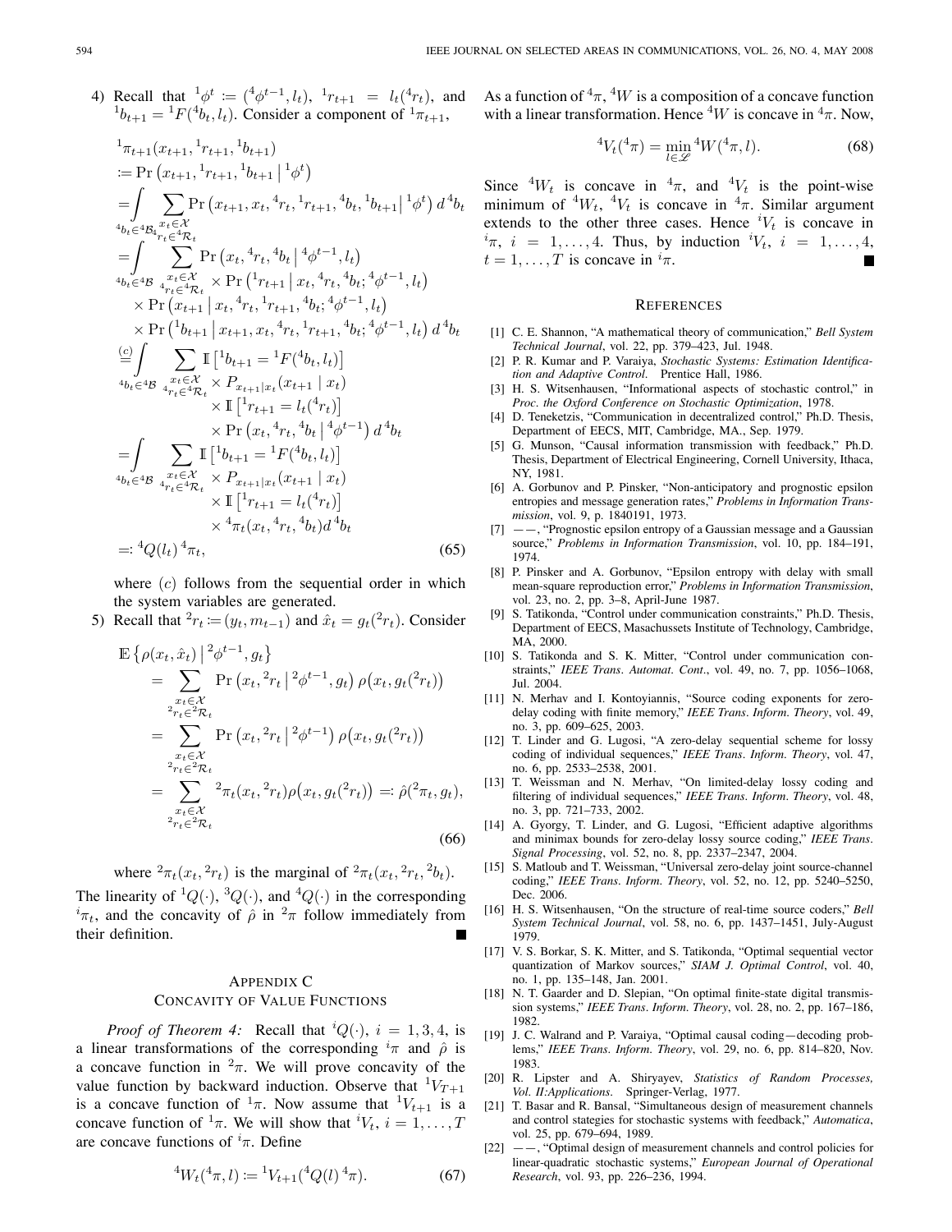4) Recall that ${}^1\phi^t := ({}^4\phi^{t-1}, l_t)$, ${}^1r_{t+1} = l_t({}^4r_t)$, and ${}^1b_{t+1} = {}^1F({}^4b_t, l_t)$. Consider a component of ${}^1\pi_{t+1}$,

$$
\begin{aligned}
&{}^1\pi_{t+1}(x_{t+1}, {}^1r_{t+1}, {}^1b_{t+1}) \\
&:= \Pr\left(x_{t+1}, {}^1r_{t+1}, {}^1b_{t+1} \,\middle|\, {}^1\phi^t\right) \\
&= \int_{{}^4b_t \in {}^4\mathcal{B}} \sum_{\substack{x_t \in \mathcal{X} \\ {}^4r_t \in {}^4\mathcal{R}_t}} \Pr\left(x_{t+1}, x_t, {}^4r_t, {}^1r_{t+1}, {}^4b_t, {}^1b_{t+1} \,\middle|\, {}^1\phi^t\right) d\,{}^4b_t \\
&= \int_{{}^4b_t \in {}^4\mathcal{B}} \sum_{\substack{x_t \in \mathcal{X} \\ {}^4r_t \in {}^4\mathcal{R}_t}} \Pr\left(x_t, {}^4r_t, {}^4b_t \,\middle|\, {}^4\phi^{t-1}, l_t\right) \times \Pr\left({}^1r_{t+1} \,\middle|\, x_t, {}^4r_t, {}^4b_t; {}^4\phi^{t-1}, l_t\right) \\
&\qquad \times \Pr\left(x_{t+1} \,\middle|\, x_t, {}^4r_t, {}^1r_{t+1}, {}^4b_t; {}^4\phi^{t-1}, l_t\right) \\
&\qquad \times \Pr\left({}^1b_{t+1} \,\middle|\, x_{t+1}, x_t, {}^4r_t, {}^1r_{t+1}, {}^4b_t; {}^4\phi^{t-1}, l_t\right) d\,{}^4b_t \\
&\overset{(c)}{=} \int_{{}^4b_t \in {}^4\mathcal{B}} \sum_{\substack{x_t \in \mathcal{X} \\ {}^4r_t \in {}^4\mathcal{R}_t}} \mathbb{I}\left[{}^1b_{t+1} = {}^1F({}^4b_t, l_t)\right] \times P_{x_{t+1}|x_t}(x_{t+1} \mid x_t) \\
&\qquad \times \mathbb{I}\left[{}^1r_{t+1} = l_t({}^4r_t)\right] \times \Pr\left(x_t, {}^4r_t, {}^4b_t \,\middle|\, {}^4\phi^{t-1}\right) d\,{}^4b_t \\
&= \int_{{}^4b_t \in {}^4\mathcal{B}} \sum_{\substack{x_t \in \mathcal{X} \\ {}^4r_t \in {}^4\mathcal{R}_t}} \mathbb{I}\left[{}^1b_{t+1} = {}^1F({}^4b_t, l_t)\right] \times P_{x_{t+1}|x_t}(x_{t+1} \mid x_t) \\
&\qquad \times \mathbb{I}\left[{}^1r_{t+1} = l_t({}^4r_t)\right] \times {}^4\pi_t(x_t, {}^4r_t, {}^4b_t) d\,{}^4b_t \\
&=: {}^4Q(l_t)\,{}^4\pi_t,
\end{aligned}
\tag{65}
$$

where $(c)$ follows from the sequential order in which the system variables are generated.

5) Recall that ${}^2r_t := (y_t, m_{t-1})$ and $\hat{x}_t = g_t({}^2r_t)$. Consider

$$
\begin{aligned}
&\mathbb{E}\left\{\rho(x_t, \hat{x}_t) \,\middle|\, {}^2\phi^{t-1}, g_t\right\} \\
&= \sum_{\substack{x_t \in \mathcal{X} \\ {}^2r_t \in {}^2\mathcal{R}_t}} \Pr\left(x_t, {}^2r_t \,\middle|\, {}^2\phi^{t-1}, g_t\right) \rho\big(x_t, g_t({}^2r_t)\big) \\
&= \sum_{\substack{x_t \in \mathcal{X} \\ {}^2r_t \in {}^2\mathcal{R}_t}} \Pr\left(x_t, {}^2r_t \,\middle|\, {}^2\phi^{t-1}\right) \rho\big(x_t, g_t({}^2r_t)\big) \\
&= \sum_{\substack{x_t \in \mathcal{X} \\ {}^2r_t \in {}^2\mathcal{R}_t}} {}^2\pi_t(x_t, {}^2r_t) \rho\big(x_t, g_t({}^2r_t)\big) =: \hat{\rho}({}^2\pi_t, g_t),
\end{aligned}
\tag{66}
$$

where ${}^2\pi_t(x_t, {}^2r_t)$ is the marginal of ${}^2\pi_t(x_t, {}^2r_t, {}^2b_t)$.

The linearity of ${}^1Q(\cdot)$, ${}^3Q(\cdot)$, and ${}^4Q(\cdot)$ in the corresponding ${}^i\pi_t$, and the concavity of $\hat{\rho}$ in ${}^2\pi$ follow immediately from their definition. ∎

## APPENDIX C
## CONCAVITY OF VALUE FUNCTIONS

*Proof of Theorem 4:* Recall that ${}^iQ(\cdot)$, $i = 1, 3, 4$, is a linear transformations of the corresponding ${}^i\pi$ and $\hat{\rho}$ is a concave function in ${}^2\pi$. We will prove concavity of the value function by backward induction. Observe that ${}^1V_{T+1}$ is a concave function of ${}^1\pi$. Now assume that ${}^1V_{t+1}$ is a concave function of ${}^1\pi$. We will show that ${}^iV_t$, $i = 1, \ldots, T$ are concave functions of ${}^i\pi$. Define

$$
{}^4W_t({}^4\pi, l) := {}^1V_{t+1}({}^4Q(l)\,{}^4\pi). \tag{67}
$$

As a function of ${}^4\pi$, ${}^4W$ is a composition of a concave function with a linear transformation. Hence ${}^4W$ is concave in ${}^4\pi$. Now,

$$
{}^4V_t({}^4\pi) = \min_{l \in \mathscr{L}} {}^4W({}^4\pi, l). \tag{68}
$$

Since ${}^4W_t$ is concave in ${}^4\pi$, and ${}^4V_t$ is the point-wise minimum of ${}^4W_t$, ${}^4V_t$ is concave in ${}^4\pi$. Similar argument extends to the other three cases. Hence ${}^iV_t$ is concave in ${}^i\pi$, $i = 1, \ldots, 4$. Thus, by induction ${}^iV_t$, $i = 1, \ldots, 4$, $t = 1, \ldots, T$ is concave in ${}^i\pi$. ∎

## REFERENCES

[1] C. E. Shannon, "A mathematical theory of communication," *Bell System Technical Journal*, vol. 22, pp. 379–423, Jul. 1948.

[2] P. R. Kumar and P. Varaiya, *Stochastic Systems: Estimation Identification and Adaptive Control*. Prentice Hall, 1986.

[3] H. S. Witsenhausen, "Informational aspects of stochastic control," in *Proc. the Oxford Conference on Stochastic Optimization*, 1978.

[4] D. Teneketzis, "Communication in decentralized control," Ph.D. Thesis, Department of EECS, MIT, Cambridge, MA., Sep. 1979.

[5] G. Munson, "Causal information transmission with feedback," Ph.D. Thesis, Department of Electrical Engineering, Cornell University, Ithaca, NY, 1981.

[6] A. Gorbunov and P. Pinsker, "Non-anticipatory and prognostic epsilon entropies and message generation rates," *Problems in Information Transmission*, vol. 9, p. 1840191, 1973.

[7] ——, "Prognostic epsilon entropy of a Gaussian message and a Gaussian source," *Problems in Information Transmission*, vol. 10, pp. 184–191, 1974.

[8] P. Pinsker and A. Gorbunov, "Epsilon entropy with delay with small mean-square reproduction error," *Problems in Information Transmission*, vol. 23, no. 2, pp. 3–8, April-June 1987.

[9] S. Tatikonda, "Control under communication constraints," Ph.D. Thesis, Department of EECS, Masachussets Institute of Technology, Cambridge, MA, 2000.

[10] S. Tatikonda and S. K. Mitter, "Control under communication constraints," *IEEE Trans. Automat. Cont.*, vol. 49, no. 7, pp. 1056–1068, Jul. 2004.

[11] N. Merhav and I. Kontoyiannis, "Source coding exponents for zero-delay coding with finite memory," *IEEE Trans. Inform. Theory*, vol. 49, no. 3, pp. 609–625, 2003.

[12] T. Linder and G. Lugosi, "A zero-delay sequential scheme for lossy coding of individual sequences," *IEEE Trans. Inform. Theory*, vol. 47, no. 6, pp. 2533–2538, 2001.

[13] T. Weissman and N. Merhav, "On limited-delay lossy coding and filtering of individual sequences," *IEEE Trans. Inform. Theory*, vol. 48, no. 3, pp. 721–733, 2002.

[14] A. Gyorgy, T. Linder, and G. Lugosi, "Efficient adaptive algorithms and minimax bounds for zero-delay lossy source coding," *IEEE Trans. Signal Processing*, vol. 52, no. 8, pp. 2337–2347, 2004.

[15] S. Matloub and T. Weissman, "Universal zero-delay joint source-channel coding," *IEEE Trans. Inform. Theory*, vol. 52, no. 12, pp. 5240–5250, Dec. 2006.

[16] H. S. Witsenhausen, "On the structure of real-time source coders," *Bell System Technical Journal*, vol. 58, no. 6, pp. 1437–1451, July-August 1979.

[17] V. S. Borkar, S. K. Mitter, and S. Tatikonda, "Optimal sequential vector quantization of Markov sources," *SIAM J. Optimal Control*, vol. 40, no. 1, pp. 135–148, Jan. 2001.

[18] N. T. Gaarder and D. Slepian, "On optimal finite-state digital transmission systems," *IEEE Trans. Inform. Theory*, vol. 28, no. 2, pp. 167–186, 1982.

[19] J. C. Walrand and P. Varaiya, "Optimal causal coding—decoding problems," *IEEE Trans. Inform. Theory*, vol. 29, no. 6, pp. 814–820, Nov. 1983.

[20] R. Lipster and A. Shiryayev, *Statistics of Random Processes, Vol. II:Applications*. Springer-Verlag, 1977.

[21] T. Basar and R. Bansal, "Simultaneous design of measurement channels and control stategies for stochastic systems with feedback," *Automatica*, vol. 25, pp. 679–694, 1989.

[22] ——, "Optimal design of measurement channels and control policies for linear-quadratic stochastic systems," *European Journal of Operational Research*, vol. 93, pp. 226–236, 1994.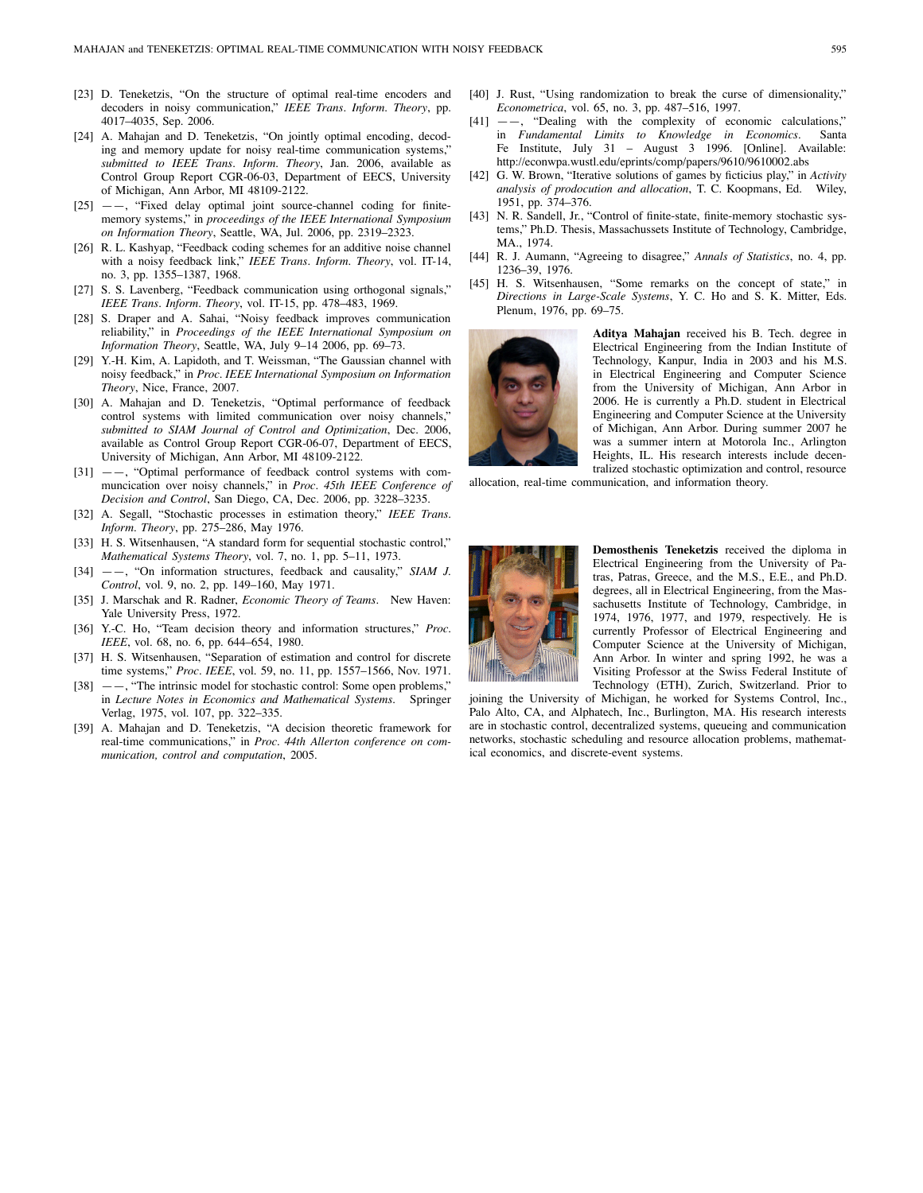[23] D. Teneketzis, "On the structure of optimal real-time encoders and decoders in noisy communication," *IEEE Trans. Inform. Theory*, pp. 4017–4035, Sep. 2006.

[24] A. Mahajan and D. Teneketzis, "On jointly optimal encoding, decoding and memory update for noisy real-time communication systems," *submitted to IEEE Trans. Inform. Theory*, Jan. 2006, available as Control Group Report CGR-06-03, Department of EECS, University of Michigan, Ann Arbor, MI 48109-2122.

[25] ——, "Fixed delay optimal joint source-channel coding for finite-memory systems," in *proceedings of the IEEE International Symposium on Information Theory*, Seattle, WA, Jul. 2006, pp. 2319–2323.

[26] R. L. Kashyap, "Feedback coding schemes for an additive noise channel with a noisy feedback link," *IEEE Trans. Inform. Theory*, vol. IT-14, no. 3, pp. 1355–1387, 1968.

[27] S. S. Lavenberg, "Feedback communication using orthogonal signals," *IEEE Trans. Inform. Theory*, vol. IT-15, pp. 478–483, 1969.

[28] S. Draper and A. Sahai, "Noisy feedback improves communication reliability," in *Proceedings of the IEEE International Symposium on Information Theory*, Seattle, WA, July 9–14 2006, pp. 69–73.

[29] Y.-H. Kim, A. Lapidoth, and T. Weissman, "The Gaussian channel with noisy feedback," in *Proc. IEEE International Symposium on Information Theory*, Nice, France, 2007.

[30] A. Mahajan and D. Teneketzis, "Optimal performance of feedback control systems with limited communication over noisy channels," *submitted to SIAM Journal of Control and Optimization*, Dec. 2006, available as Control Group Report CGR-06-07, Department of EECS, University of Michigan, Ann Arbor, MI 48109-2122.

[31] ——, "Optimal performance of feedback control systems with communication over noisy channels," in *Proc. 45th IEEE Conference of Decision and Control*, San Diego, CA, Dec. 2006, pp. 3228–3235.

[32] A. Segall, "Stochastic processes in estimation theory," *IEEE Trans. Inform. Theory*, pp. 275–286, May 1976.

[33] H. S. Witsenhausen, "A standard form for sequential stochastic control," *Mathematical Systems Theory*, vol. 7, no. 1, pp. 5–11, 1973.

[34] ——, "On information structures, feedback and causality," *SIAM J. Control*, vol. 9, no. 2, pp. 149–160, May 1971.

[35] J. Marschak and R. Radner, *Economic Theory of Teams*. New Haven: Yale University Press, 1972.

[36] Y.-C. Ho, "Team decision theory and information structures," *Proc. IEEE*, vol. 68, no. 6, pp. 644–654, 1980.

[37] H. S. Witsenhausen, "Separation of estimation and control for discrete time systems," *Proc. IEEE*, vol. 59, no. 11, pp. 1557–1566, Nov. 1971.

[38] ——, "The intrinsic model for stochastic control: Some open problems," in *Lecture Notes in Economics and Mathematical Systems*. Springer Verlag, 1975, vol. 107, pp. 322–335.

[39] A. Mahajan and D. Teneketzis, "A decision theoretic framework for real-time communications," in *Proc. 44th Allerton conference on communication, control and computation*, 2005.

[40] J. Rust, "Using randomization to break the curse of dimensionality," *Econometrica*, vol. 65, no. 3, pp. 487–516, 1997.

[41] ——, "Dealing with the complexity of economic calculations," in *Fundamental Limits to Knowledge in Economics*. Santa Fe Institute, July 31 – August 3 1996. [Online]. Available: http://econwpa.wustl.edu/eprints/comp/papers/9610/9610002.abs

[42] G. W. Brown, "Iterative solutions of games by ficticius play," in *Activity analysis of prodocution and allocation*, T. C. Koopmans, Ed. Wiley, 1951, pp. 374–376.

[43] N. R. Sandell, Jr., "Control of finite-state, finite-memory stochastic systems," Ph.D. Thesis, Massachussets Institute of Technology, Cambridge, MA., 1974.

[44] R. J. Aumann, "Agreeing to disagree," *Annals of Statistics*, no. 4, pp. 1236–39, 1976.

[45] H. S. Witsenhausen, "Some remarks on the concept of state," in *Directions in Large-Scale Systems*, Y. C. Ho and S. K. Mitter, Eds. Plenum, 1976, pp. 69–75.

**Aditya Mahajan** received his B. Tech. degree in Electrical Engineering from the Indian Institute of Technology, Kanpur, India in 2003 and his M.S. in Electrical Engineering and Computer Science from the University of Michigan, Ann Arbor in 2006. He is currently a Ph.D. student in Electrical Engineering and Computer Science at the University of Michigan, Ann Arbor. During summer 2007 he was a summer intern at Motorola Inc., Arlington Heights, IL. His research interests include decentralized stochastic optimization and control, resource allocation, real-time communication, and information theory.

**Demosthenis Teneketzis** received the diploma in Electrical Engineering from the University of Patras, Patras, Greece, and the M.S., E.E., and Ph.D. degrees, all in Electrical Engineering, from the Massachusetts Institute of Technology, Cambridge, in 1974, 1976, 1977, and 1979, respectively. He is currently Professor of Electrical Engineering and Computer Science at the University of Michigan, Ann Arbor. In winter and spring 1992, he was a Visiting Professor at the Swiss Federal Institute of Technology (ETH), Zurich, Switzerland. Prior to joining the University of Michigan, he worked for Systems Control, Inc., Palo Alto, CA, and Alphatech, Inc., Burlington, MA. His research interests are in stochastic control, decentralized systems, queueing and communication networks, stochastic scheduling and resource allocation problems, mathematical economics, and discrete-event systems.